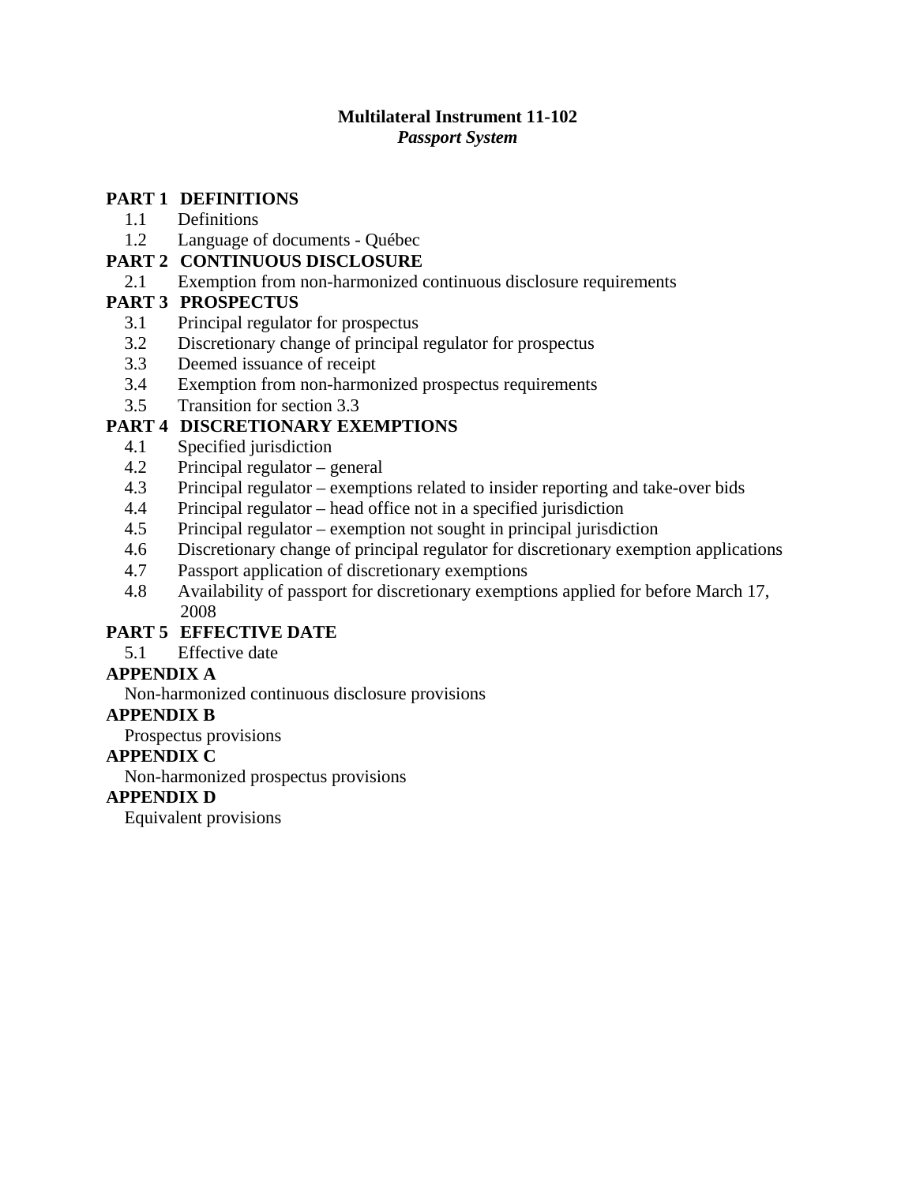**Multilateral Instrument 11-102**
***Passport System***

**PART 1 DEFINITIONS**
- 1.1 Definitions
- 1.2 Language of documents - Québec

**PART 2 CONTINUOUS DISCLOSURE**
- 2.1 Exemption from non-harmonized continuous disclosure requirements

**PART 3 PROSPECTUS**
- 3.1 Principal regulator for prospectus
- 3.2 Discretionary change of principal regulator for prospectus
- 3.3 Deemed issuance of receipt
- 3.4 Exemption from non-harmonized prospectus requirements
- 3.5 Transition for section 3.3

**PART 4 DISCRETIONARY EXEMPTIONS**
- 4.1 Specified jurisdiction
- 4.2 Principal regulator – general
- 4.3 Principal regulator – exemptions related to insider reporting and take-over bids
- 4.4 Principal regulator – head office not in a specified jurisdiction
- 4.5 Principal regulator – exemption not sought in principal jurisdiction
- 4.6 Discretionary change of principal regulator for discretionary exemption applications
- 4.7 Passport application of discretionary exemptions
- 4.8 Availability of passport for discretionary exemptions applied for before March 17, 2008

**PART 5 EFFECTIVE DATE**
- 5.1 Effective date

**APPENDIX A**
Non-harmonized continuous disclosure provisions

**APPENDIX B**
Prospectus provisions

**APPENDIX C**
Non-harmonized prospectus provisions

**APPENDIX D**
Equivalent provisions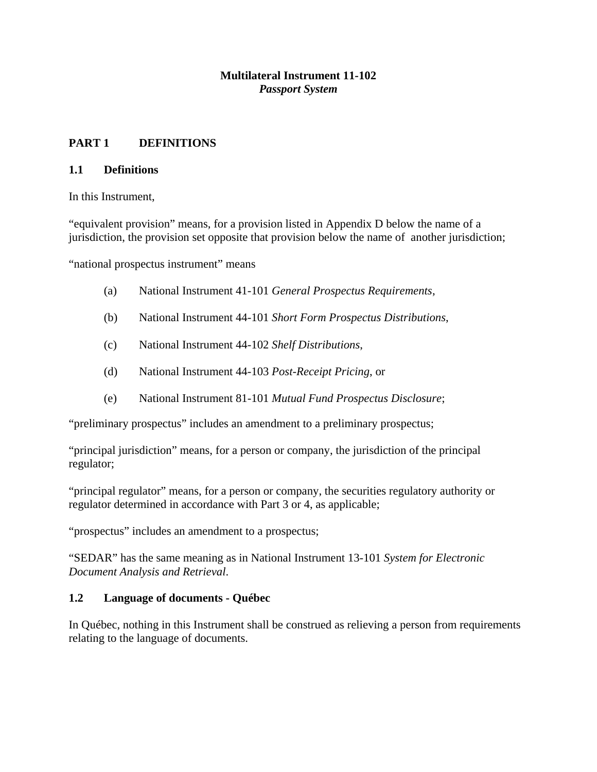**Multilateral Instrument 11-102**
***Passport System***

## PART 1 DEFINITIONS

### 1.1 Definitions

In this Instrument,

"equivalent provision" means, for a provision listed in Appendix D below the name of a jurisdiction, the provision set opposite that provision below the name of another jurisdiction;

"national prospectus instrument" means

(a) National Instrument 41-101 *General Prospectus Requirements*,

(b) National Instrument 44-101 *Short Form Prospectus Distributions*,

(c) National Instrument 44-102 *Shelf Distributions*,

(d) National Instrument 44-103 *Post-Receipt Pricing*, or

(e) National Instrument 81-101 *Mutual Fund Prospectus Disclosure*;

"preliminary prospectus" includes an amendment to a preliminary prospectus;

"principal jurisdiction" means, for a person or company, the jurisdiction of the principal regulator;

"principal regulator" means, for a person or company, the securities regulatory authority or regulator determined in accordance with Part 3 or 4, as applicable;

"prospectus" includes an amendment to a prospectus;

"SEDAR" has the same meaning as in National Instrument 13-101 *System for Electronic Document Analysis and Retrieval*.

### 1.2 Language of documents - Québec

In Québec, nothing in this Instrument shall be construed as relieving a person from requirements relating to the language of documents.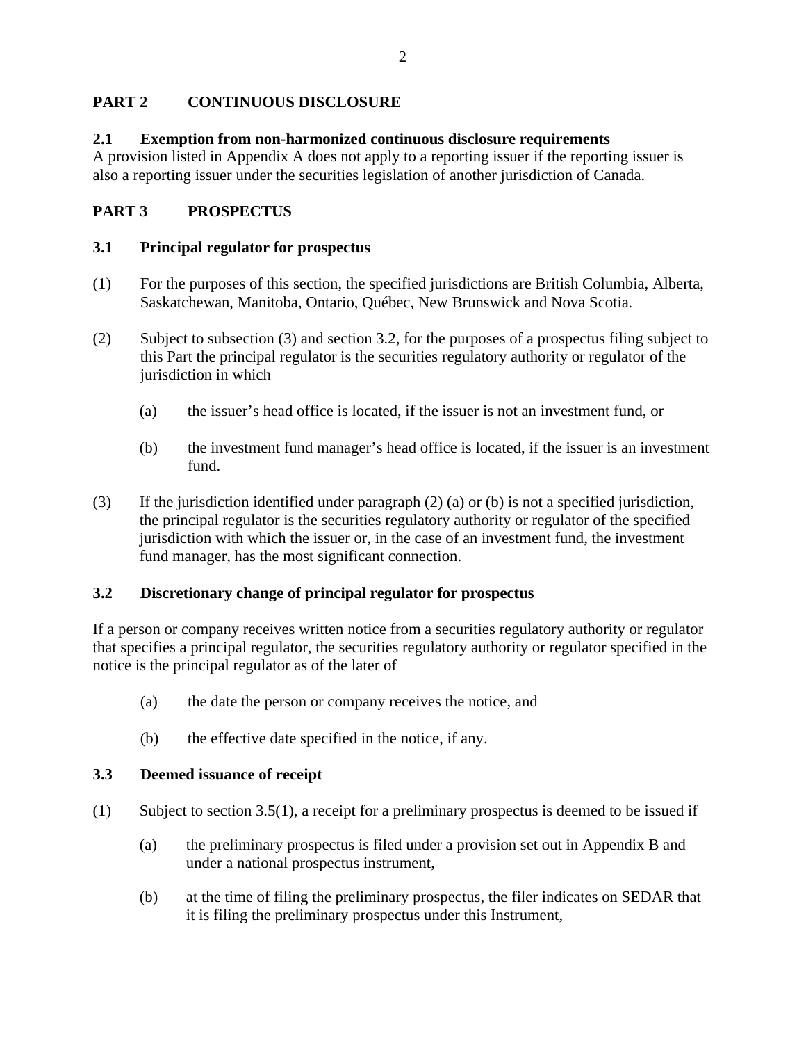## PART 2 CONTINUOUS DISCLOSURE

### 2.1 Exemption from non-harmonized continuous disclosure requirements

A provision listed in Appendix A does not apply to a reporting issuer if the reporting issuer is also a reporting issuer under the securities legislation of another jurisdiction of Canada.

## PART 3 PROSPECTUS

### 3.1 Principal regulator for prospectus

(1) For the purposes of this section, the specified jurisdictions are British Columbia, Alberta, Saskatchewan, Manitoba, Ontario, Québec, New Brunswick and Nova Scotia.

(2) Subject to subsection (3) and section 3.2, for the purposes of a prospectus filing subject to this Part the principal regulator is the securities regulatory authority or regulator of the jurisdiction in which

- (a) the issuer's head office is located, if the issuer is not an investment fund, or
- (b) the investment fund manager's head office is located, if the issuer is an investment fund.

(3) If the jurisdiction identified under paragraph (2) (a) or (b) is not a specified jurisdiction, the principal regulator is the securities regulatory authority or regulator of the specified jurisdiction with which the issuer or, in the case of an investment fund, the investment fund manager, has the most significant connection.

### 3.2 Discretionary change of principal regulator for prospectus

If a person or company receives written notice from a securities regulatory authority or regulator that specifies a principal regulator, the securities regulatory authority or regulator specified in the notice is the principal regulator as of the later of

- (a) the date the person or company receives the notice, and
- (b) the effective date specified in the notice, if any.

### 3.3 Deemed issuance of receipt

(1) Subject to section 3.5(1), a receipt for a preliminary prospectus is deemed to be issued if

- (a) the preliminary prospectus is filed under a provision set out in Appendix B and under a national prospectus instrument,
- (b) at the time of filing the preliminary prospectus, the filer indicates on SEDAR that it is filing the preliminary prospectus under this Instrument,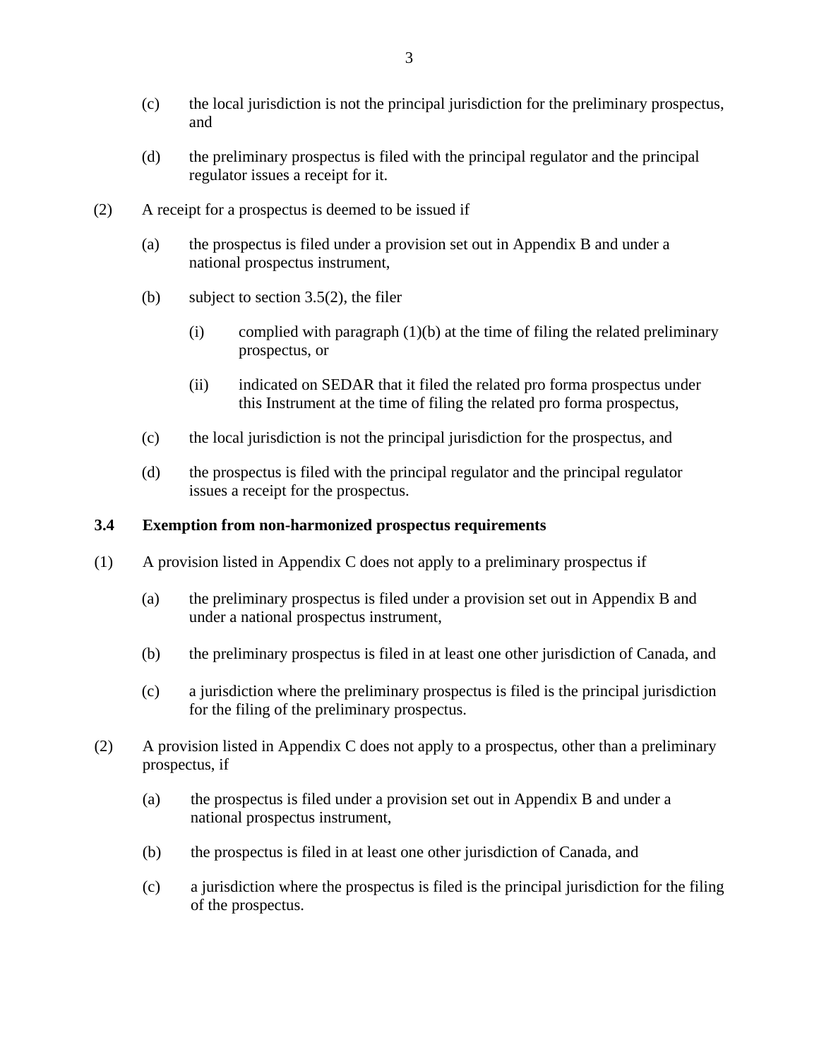(c) the local jurisdiction is not the principal jurisdiction for the preliminary prospectus, and

(d) the preliminary prospectus is filed with the principal regulator and the principal regulator issues a receipt for it.

(2) A receipt for a prospectus is deemed to be issued if

(a) the prospectus is filed under a provision set out in Appendix B and under a national prospectus instrument,

(b) subject to section 3.5(2), the filer

(i) complied with paragraph (1)(b) at the time of filing the related preliminary prospectus, or

(ii) indicated on SEDAR that it filed the related pro forma prospectus under this Instrument at the time of filing the related pro forma prospectus,

(c) the local jurisdiction is not the principal jurisdiction for the prospectus, and

(d) the prospectus is filed with the principal regulator and the principal regulator issues a receipt for the prospectus.

**3.4 Exemption from non-harmonized prospectus requirements**

(1) A provision listed in Appendix C does not apply to a preliminary prospectus if

(a) the preliminary prospectus is filed under a provision set out in Appendix B and under a national prospectus instrument,

(b) the preliminary prospectus is filed in at least one other jurisdiction of Canada, and

(c) a jurisdiction where the preliminary prospectus is filed is the principal jurisdiction for the filing of the preliminary prospectus.

(2) A provision listed in Appendix C does not apply to a prospectus, other than a preliminary prospectus, if

(a) the prospectus is filed under a provision set out in Appendix B and under a national prospectus instrument,

(b) the prospectus is filed in at least one other jurisdiction of Canada, and

(c) a jurisdiction where the prospectus is filed is the principal jurisdiction for the filing of the prospectus.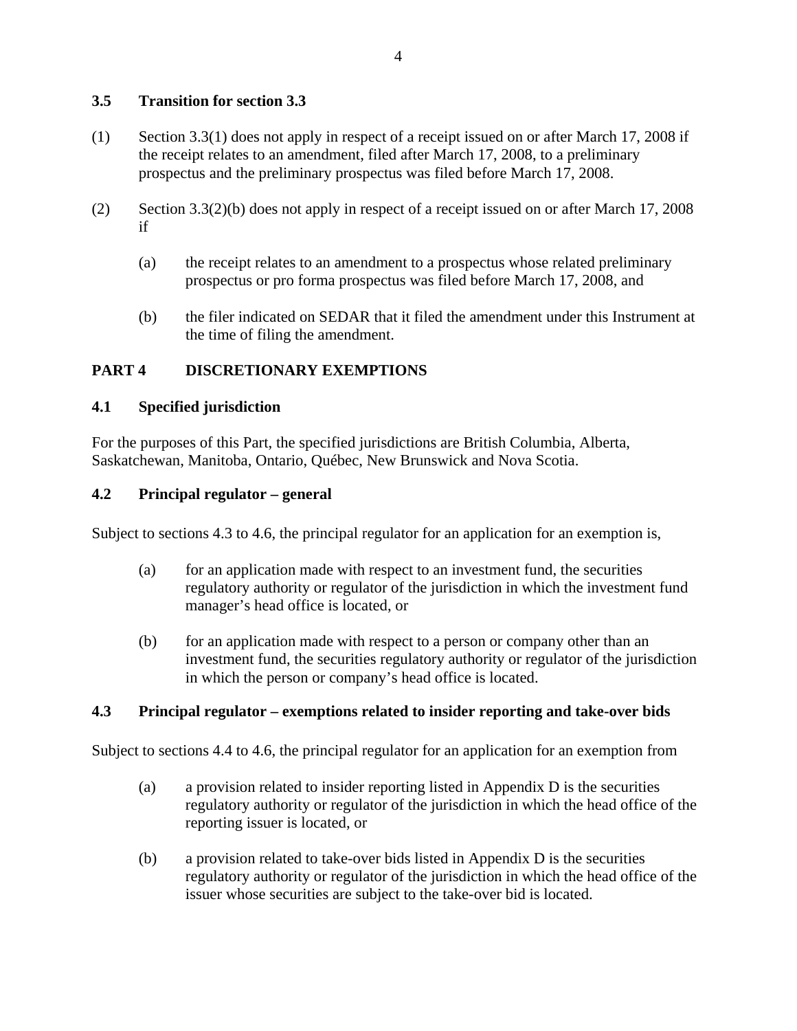### 3.5 Transition for section 3.3

(1) Section 3.3(1) does not apply in respect of a receipt issued on or after March 17, 2008 if the receipt relates to an amendment, filed after March 17, 2008, to a preliminary prospectus and the preliminary prospectus was filed before March 17, 2008.

(2) Section 3.3(2)(b) does not apply in respect of a receipt issued on or after March 17, 2008 if

- (a) the receipt relates to an amendment to a prospectus whose related preliminary prospectus or pro forma prospectus was filed before March 17, 2008, and

- (b) the filer indicated on SEDAR that it filed the amendment under this Instrument at the time of filing the amendment.

## PART 4 DISCRETIONARY EXEMPTIONS

### 4.1 Specified jurisdiction

For the purposes of this Part, the specified jurisdictions are British Columbia, Alberta, Saskatchewan, Manitoba, Ontario, Québec, New Brunswick and Nova Scotia.

### 4.2 Principal regulator – general

Subject to sections 4.3 to 4.6, the principal regulator for an application for an exemption is,

- (a) for an application made with respect to an investment fund, the securities regulatory authority or regulator of the jurisdiction in which the investment fund manager's head office is located, or

- (b) for an application made with respect to a person or company other than an investment fund, the securities regulatory authority or regulator of the jurisdiction in which the person or company's head office is located.

### 4.3 Principal regulator – exemptions related to insider reporting and take-over bids

Subject to sections 4.4 to 4.6, the principal regulator for an application for an exemption from

- (a) a provision related to insider reporting listed in Appendix D is the securities regulatory authority or regulator of the jurisdiction in which the head office of the reporting issuer is located, or

- (b) a provision related to take-over bids listed in Appendix D is the securities regulatory authority or regulator of the jurisdiction in which the head office of the issuer whose securities are subject to the take-over bid is located.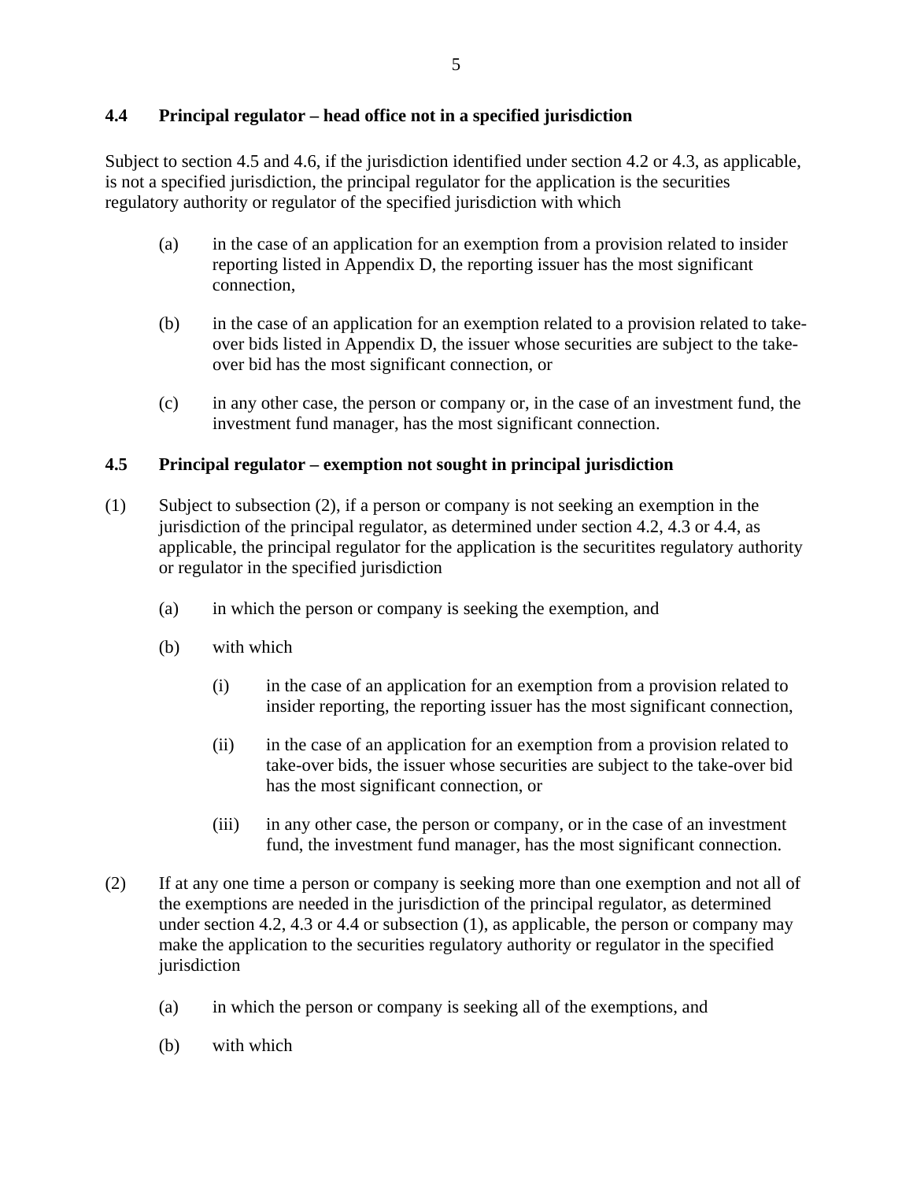### 4.4 Principal regulator – head office not in a specified jurisdiction

Subject to section 4.5 and 4.6, if the jurisdiction identified under section 4.2 or 4.3, as applicable, is not a specified jurisdiction, the principal regulator for the application is the securities regulatory authority or regulator of the specified jurisdiction with which

(a) in the case of an application for an exemption from a provision related to insider reporting listed in Appendix D, the reporting issuer has the most significant connection,

(b) in the case of an application for an exemption related to a provision related to take-over bids listed in Appendix D, the issuer whose securities are subject to the take-over bid has the most significant connection, or

(c) in any other case, the person or company or, in the case of an investment fund, the investment fund manager, has the most significant connection.

### 4.5 Principal regulator – exemption not sought in principal jurisdiction

(1) Subject to subsection (2), if a person or company is not seeking an exemption in the jurisdiction of the principal regulator, as determined under section 4.2, 4.3 or 4.4, as applicable, the principal regulator for the application is the securitites regulatory authority or regulator in the specified jurisdiction

(a) in which the person or company is seeking the exemption, and

(b) with which

(i) in the case of an application for an exemption from a provision related to insider reporting, the reporting issuer has the most significant connection,

(ii) in the case of an application for an exemption from a provision related to take-over bids, the issuer whose securities are subject to the take-over bid has the most significant connection, or

(iii) in any other case, the person or company, or in the case of an investment fund, the investment fund manager, has the most significant connection.

(2) If at any one time a person or company is seeking more than one exemption and not all of the exemptions are needed in the jurisdiction of the principal regulator, as determined under section 4.2, 4.3 or 4.4 or subsection (1), as applicable, the person or company may make the application to the securities regulatory authority or regulator in the specified jurisdiction

(a) in which the person or company is seeking all of the exemptions, and

(b) with which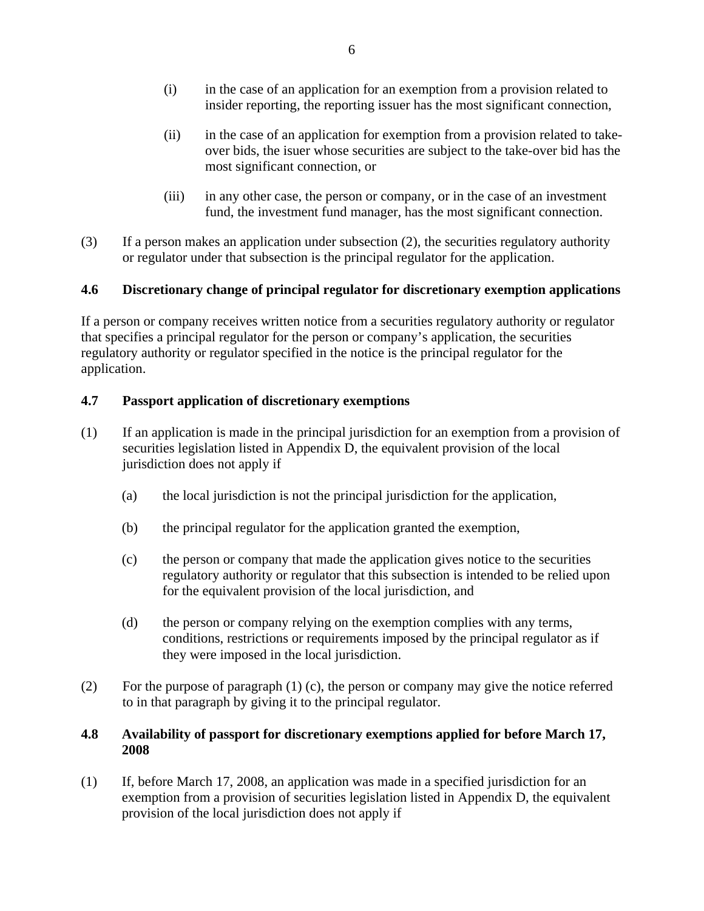(i) in the case of an application for an exemption from a provision related to insider reporting, the reporting issuer has the most significant connection,

(ii) in the case of an application for exemption from a provision related to take-over bids, the isuer whose securities are subject to the take-over bid has the most significant connection, or

(iii) in any other case, the person or company, or in the case of an investment fund, the investment fund manager, has the most significant connection.

(3) If a person makes an application under subsection (2), the securities regulatory authority or regulator under that subsection is the principal regulator for the application.

### 4.6 Discretionary change of principal regulator for discretionary exemption applications

If a person or company receives written notice from a securities regulatory authority or regulator that specifies a principal regulator for the person or company's application, the securities regulatory authority or regulator specified in the notice is the principal regulator for the application.

### 4.7 Passport application of discretionary exemptions

(1) If an application is made in the principal jurisdiction for an exemption from a provision of securities legislation listed in Appendix D, the equivalent provision of the local jurisdiction does not apply if

(a) the local jurisdiction is not the principal jurisdiction for the application,

(b) the principal regulator for the application granted the exemption,

(c) the person or company that made the application gives notice to the securities regulatory authority or regulator that this subsection is intended to be relied upon for the equivalent provision of the local jurisdiction, and

(d) the person or company relying on the exemption complies with any terms, conditions, restrictions or requirements imposed by the principal regulator as if they were imposed in the local jurisdiction.

(2) For the purpose of paragraph (1) (c), the person or company may give the notice referred to in that paragraph by giving it to the principal regulator.

### 4.8 Availability of passport for discretionary exemptions applied for before March 17, 2008

(1) If, before March 17, 2008, an application was made in a specified jurisdiction for an exemption from a provision of securities legislation listed in Appendix D, the equivalent provision of the local jurisdiction does not apply if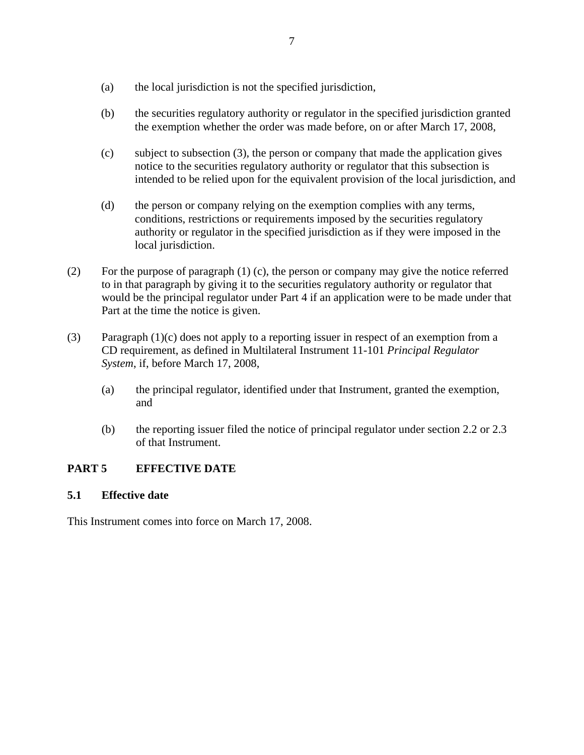(a) the local jurisdiction is not the specified jurisdiction,

(b) the securities regulatory authority or regulator in the specified jurisdiction granted the exemption whether the order was made before, on or after March 17, 2008,

(c) subject to subsection (3), the person or company that made the application gives notice to the securities regulatory authority or regulator that this subsection is intended to be relied upon for the equivalent provision of the local jurisdiction, and

(d) the person or company relying on the exemption complies with any terms, conditions, restrictions or requirements imposed by the securities regulatory authority or regulator in the specified jurisdiction as if they were imposed in the local jurisdiction.

(2) For the purpose of paragraph (1) (c), the person or company may give the notice referred to in that paragraph by giving it to the securities regulatory authority or regulator that would be the principal regulator under Part 4 if an application were to be made under that Part at the time the notice is given.

(3) Paragraph (1)(c) does not apply to a reporting issuer in respect of an exemption from a CD requirement, as defined in Multilateral Instrument 11-101 *Principal Regulator System*, if, before March 17, 2008,

(a) the principal regulator, identified under that Instrument, granted the exemption, and

(b) the reporting issuer filed the notice of principal regulator under section 2.2 or 2.3 of that Instrument.

## PART 5 EFFECTIVE DATE

### 5.1 Effective date

This Instrument comes into force on March 17, 2008.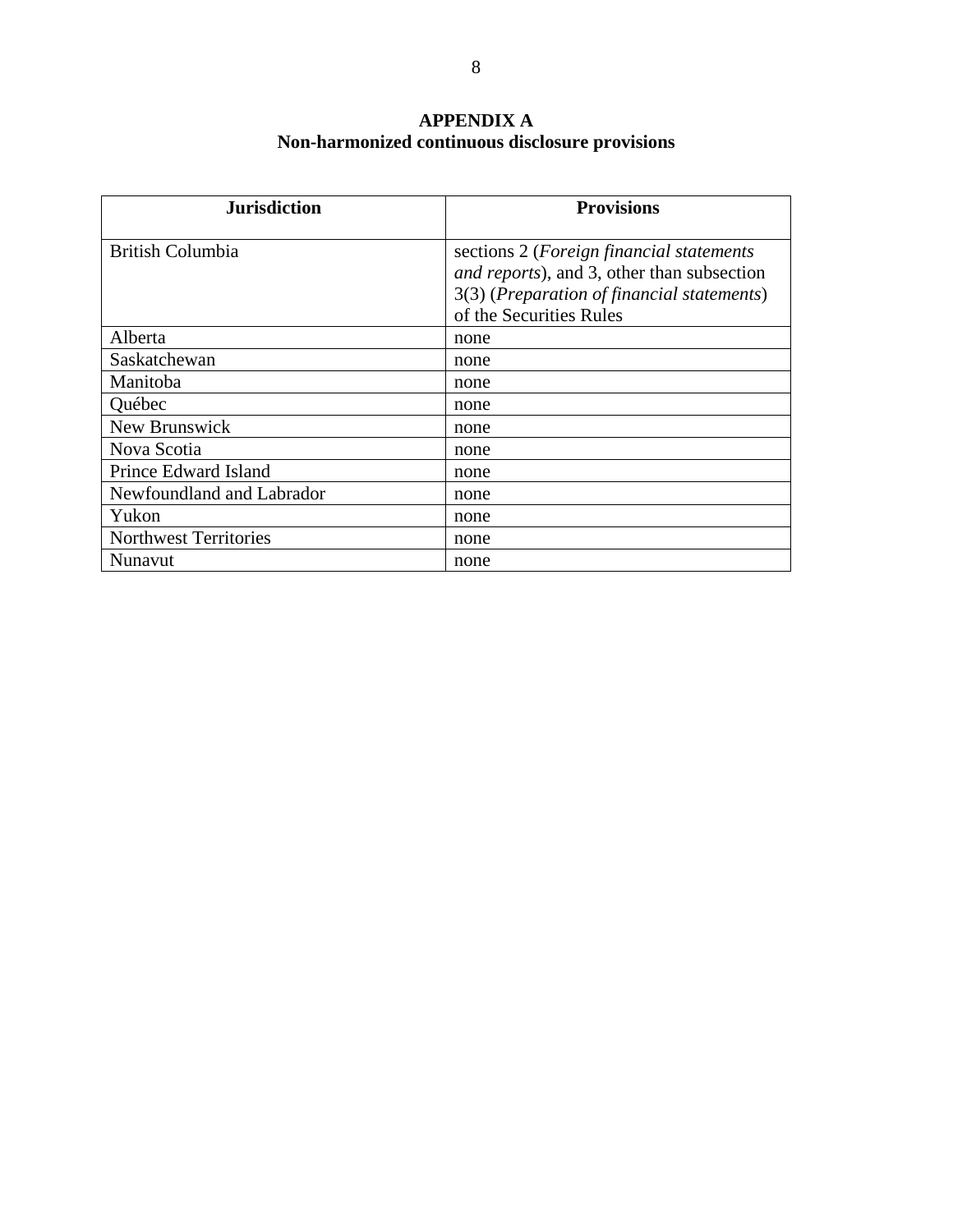# APPENDIX A
## Non-harmonized continuous disclosure provisions

| Jurisdiction | Provisions |
|---|---|
| British Columbia | sections 2 (*Foreign financial statements and reports*), and 3, other than subsection 3(3) (*Preparation of financial statements*) of the Securities Rules |
| Alberta | none |
| Saskatchewan | none |
| Manitoba | none |
| Québec | none |
| New Brunswick | none |
| Nova Scotia | none |
| Prince Edward Island | none |
| Newfoundland and Labrador | none |
| Yukon | none |
| Northwest Territories | none |
| Nunavut | none |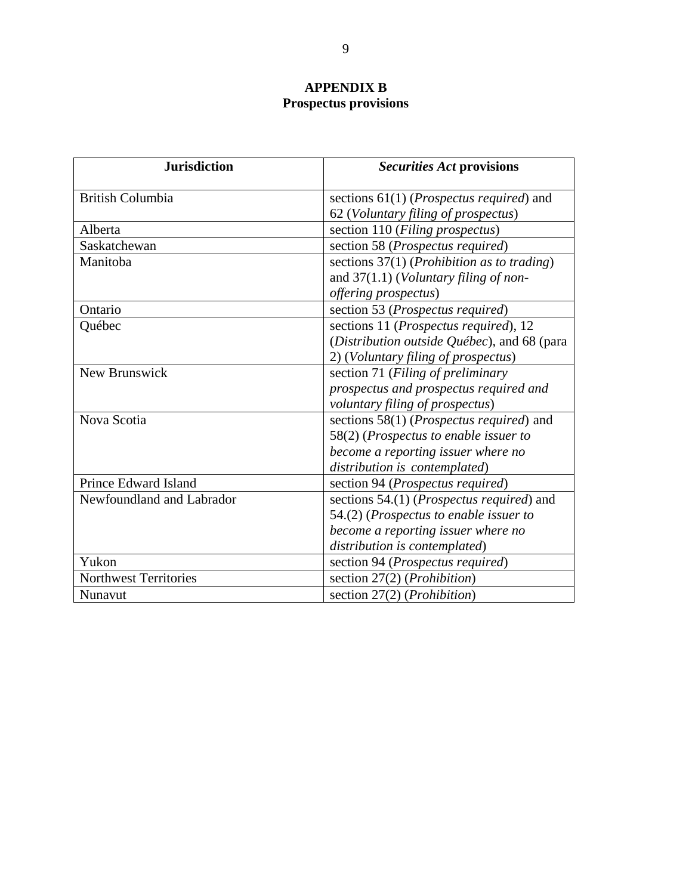# APPENDIX B
## Prospectus provisions

| **Jurisdiction** | ***Securities Act* provisions** |
|---|---|
| British Columbia | sections 61(1) (*Prospectus required*) and 62 (*Voluntary filing of prospectus*) |
| Alberta | section 110 (*Filing prospectus*) |
| Saskatchewan | section 58 (*Prospectus required*) |
| Manitoba | sections 37(1) (*Prohibition as to trading*) and 37(1.1) (*Voluntary filing of non-offering prospectus*) |
| Ontario | section 53 (*Prospectus required*) |
| Québec | sections 11 (*Prospectus required*), 12 (*Distribution outside Québec*), and 68 (para 2) (*Voluntary filing of prospectus*) |
| New Brunswick | section 71 (*Filing of preliminary prospectus and prospectus required and voluntary filing of prospectus*) |
| Nova Scotia | sections 58(1) (*Prospectus required*) and 58(2) (*Prospectus to enable issuer to become a reporting issuer where no distribution is contemplated*) |
| Prince Edward Island | section 94 (*Prospectus required*) |
| Newfoundland and Labrador | sections 54.(1) (*Prospectus required*) and 54.(2) (*Prospectus to enable issuer to become a reporting issuer where no distribution is contemplated*) |
| Yukon | section 94 (*Prospectus required*) |
| Northwest Territories | section 27(2) (*Prohibition*) |
| Nunavut | section 27(2) (*Prohibition*) |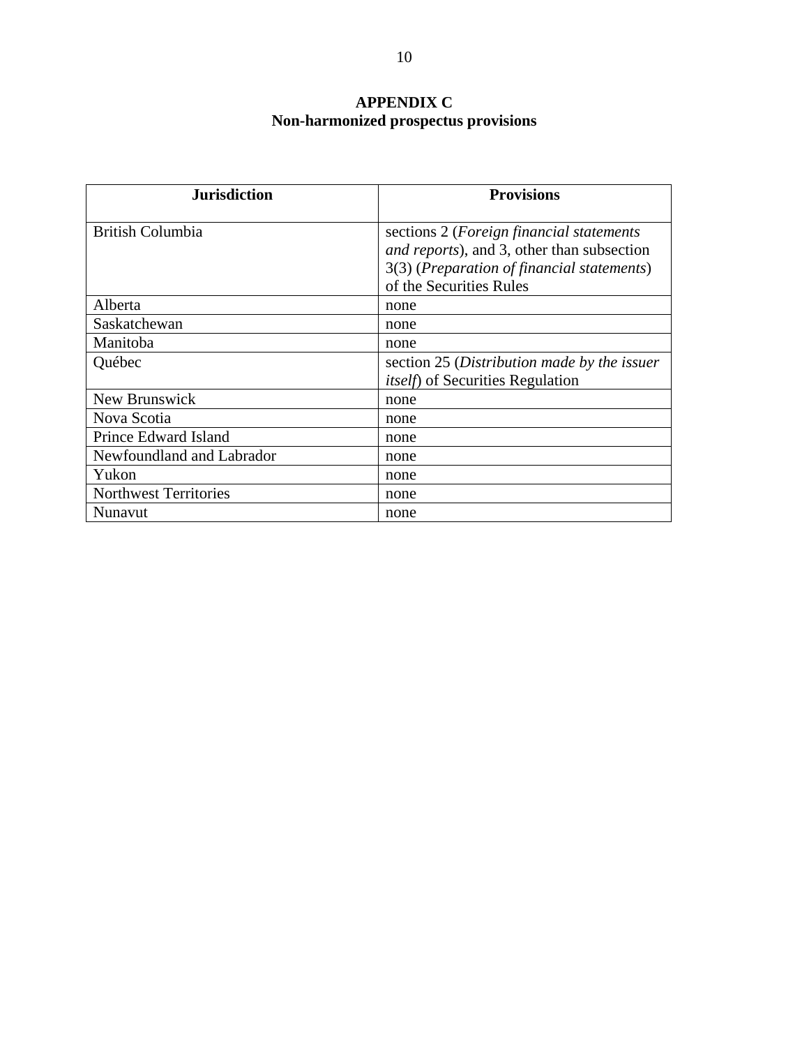# APPENDIX C
## Non-harmonized prospectus provisions

| Jurisdiction | Provisions |
|---|---|
| British Columbia | sections 2 (*Foreign financial statements and reports*), and 3, other than subsection 3(3) (*Preparation of financial statements*) of the Securities Rules |
| Alberta | none |
| Saskatchewan | none |
| Manitoba | none |
| Québec | section 25 (*Distribution made by the issuer itself*) of Securities Regulation |
| New Brunswick | none |
| Nova Scotia | none |
| Prince Edward Island | none |
| Newfoundland and Labrador | none |
| Yukon | none |
| Northwest Territories | none |
| Nunavut | none |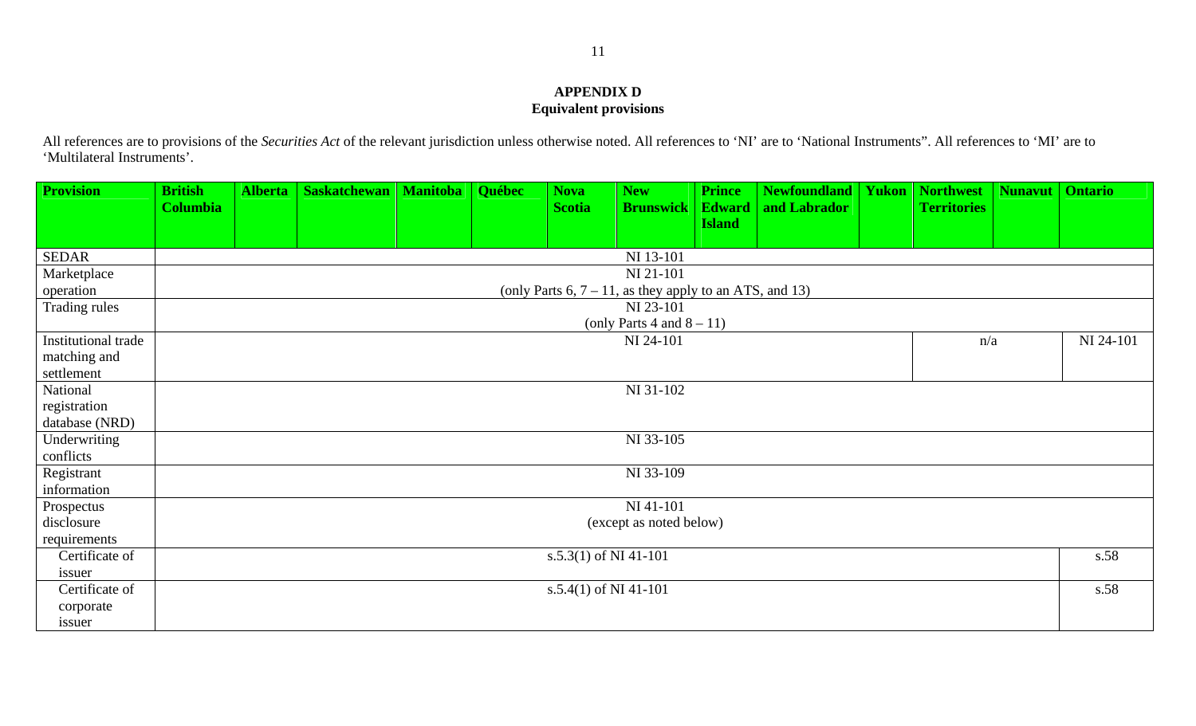**APPENDIX D**
**Equivalent provisions**

All references are to provisions of the *Securities Act* of the relevant jurisdiction unless otherwise noted. All references to 'NI' are to 'National Instruments". All references to 'MI' are to 'Multilateral Instruments'.

| Provision | British Columbia | Alberta | Saskatchewan | Manitoba | Québec | Nova Scotia | New Brunswick | Prince Edward Island | Newfoundland and Labrador | Yukon | Northwest Territories | Nunavut | Ontario |
|---|---|---|---|---|---|---|---|---|---|---|---|---|---|
| SEDAR | NI 13-101 | | | | | | | | | | | | |
| Marketplace operation | NI 21-101 (only Parts 6, 7 – 11, as they apply to an ATS, and 13) | | | | | | | | | | | | |
| Trading rules | NI 23-101 (only Parts 4 and 8 – 11) | | | | | | | | | | | | |
| Institutional trade matching and settlement | NI 24-101 | | | | | | | | | | n/a | | NI 24-101 |
| National registration database (NRD) | NI 31-102 | | | | | | | | | | | | |
| Underwriting conflicts | NI 33-105 | | | | | | | | | | | | |
| Registrant information | NI 33-109 | | | | | | | | | | | | |
| Prospectus disclosure requirements | NI 41-101 (except as noted below) | | | | | | | | | | | | |
| Certificate of issuer | s.5.3(1) of NI 41-101 | | | | | | | | | | | | s.58 |
| Certificate of corporate issuer | s.5.4(1) of NI 41-101 | | | | | | | | | | | | s.58 |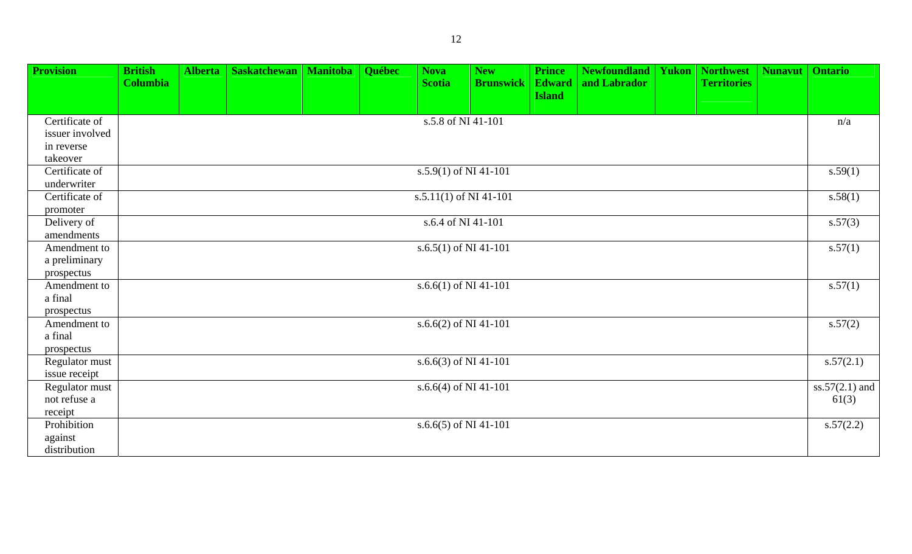| Provision | British Columbia | Alberta | Saskatchewan | Manitoba | Québec | Nova Scotia | New Brunswick | Prince Edward Island | Newfoundland and Labrador | Yukon | Northwest Territories | Nunavut | Ontario |
|---|---|---|---|---|---|---|---|---|---|---|---|---|---|
| Certificate of issuer involved in reverse takeover | s.5.8 of NI 41-101 | | | | | | | | | | | | n/a |
| Certificate of underwriter | s.5.9(1) of NI 41-101 | | | | | | | | | | | | s.59(1) |
| Certificate of promoter | s.5.11(1) of NI 41-101 | | | | | | | | | | | | s.58(1) |
| Delivery of amendments | s.6.4 of NI 41-101 | | | | | | | | | | | | s.57(3) |
| Amendment to a preliminary prospectus | s.6.5(1) of NI 41-101 | | | | | | | | | | | | s.57(1) |
| Amendment to a final prospectus | s.6.6(1) of NI 41-101 | | | | | | | | | | | | s.57(1) |
| Amendment to a final prospectus | s.6.6(2) of NI 41-101 | | | | | | | | | | | | s.57(2) |
| Regulator must issue receipt | s.6.6(3) of NI 41-101 | | | | | | | | | | | | s.57(2.1) |
| Regulator must not refuse a receipt | s.6.6(4) of NI 41-101 | | | | | | | | | | | | ss.57(2.1) and 61(3) |
| Prohibition against distribution | s.6.6(5) of NI 41-101 | | | | | | | | | | | | s.57(2.2) |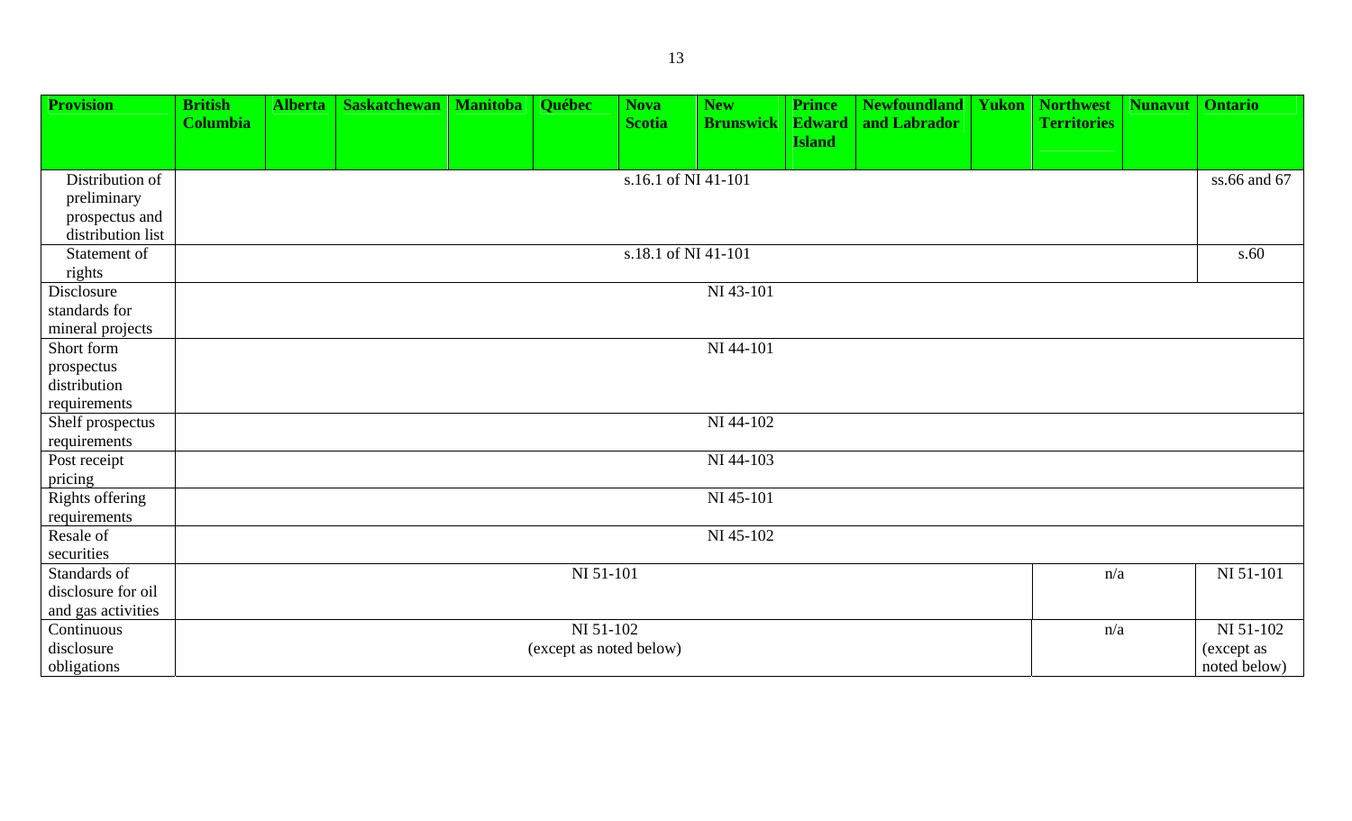| Provision | British Columbia | Alberta | Saskatchewan | Manitoba | Québec | Nova Scotia | New Brunswick | Prince Edward Island | Newfoundland and Labrador | Yukon | Northwest Territories | Nunavut | Ontario |
|---|---|---|---|---|---|---|---|---|---|---|---|---|---|
| Distribution of preliminary prospectus and distribution list | s.16.1 of NI 41-101 | | | | | | | | | | | | ss.66 and 67 |
| Statement of rights | s.18.1 of NI 41-101 | | | | | | | | | | | | s.60 |
| Disclosure standards for mineral projects | NI 43-101 | | | | | | | | | | | | |
| Short form prospectus distribution requirements | NI 44-101 | | | | | | | | | | | | |
| Shelf prospectus requirements | NI 44-102 | | | | | | | | | | | | |
| Post receipt pricing | NI 44-103 | | | | | | | | | | | | |
| Rights offering requirements | NI 45-101 | | | | | | | | | | | | |
| Resale of securities | NI 45-102 | | | | | | | | | | | | |
| Standards of disclosure for oil and gas activities | NI 51-101 | | | | | | | | | | n/a | | NI 51-101 |
| Continuous disclosure obligations | NI 51-102 (except as noted below) | | | | | | | | | | n/a | | NI 51-102 (except as noted below) |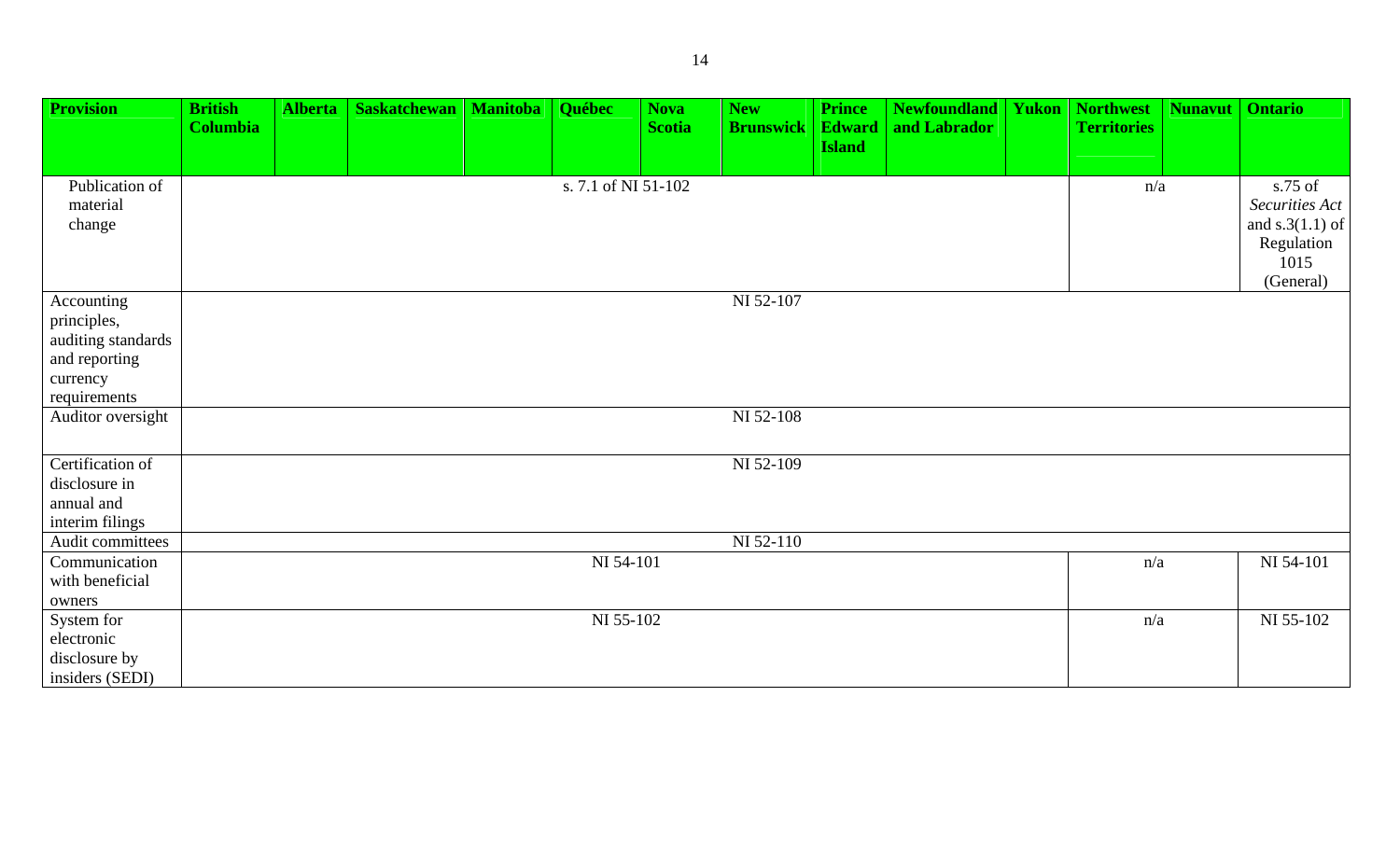| Provision | British Columbia | Alberta | Saskatchewan | Manitoba | Québec | Nova Scotia | New Brunswick | Prince Edward Island | Newfoundland and Labrador | Yukon | Northwest Territories | Nunavut | Ontario |
|---|---|---|---|---|---|---|---|---|---|---|---|---|---|
| Publication of material change | s. 7.1 of NI 51-102 | | | | | | | | | | n/a | | s.75 of *Securities Act* and s.3(1.1) of Regulation 1015 (General) |
| Accounting principles, auditing standards and reporting currency requirements | NI 52-107 | | | | | | | | | | | | |
| Auditor oversight | NI 52-108 | | | | | | | | | | | | |
| Certification of disclosure in annual and interim filings | NI 52-109 | | | | | | | | | | | | |
| Audit committees | NI 52-110 | | | | | | | | | | | | |
| Communication with beneficial owners | NI 54-101 | | | | | | | | | | n/a | | NI 54-101 |
| System for electronic disclosure by insiders (SEDI) | NI 55-102 | | | | | | | | | | n/a | | NI 55-102 |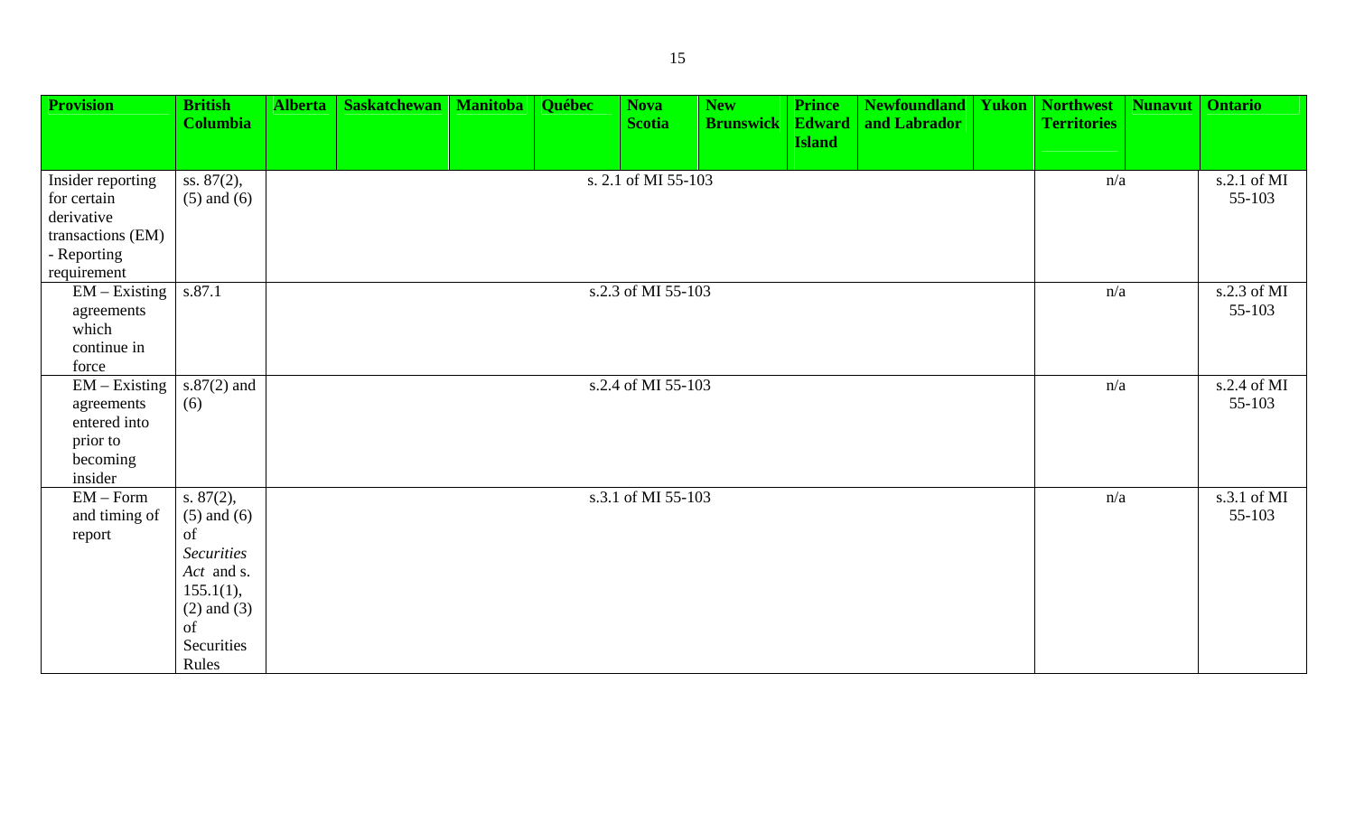| Provision | British Columbia | Alberta | Saskatchewan | Manitoba | Québec | Nova Scotia | New Brunswick | Prince Edward Island | Newfoundland and Labrador | Yukon | Northwest Territories | Nunavut | Ontario |
|---|---|---|---|---|---|---|---|---|---|---|---|---|---|
| Insider reporting for certain derivative transactions (EM) - Reporting requirement | ss. 87(2), (5) and (6) | s. 2.1 of MI 55-103 | | | | | | | | | n/a | | s.2.1 of MI 55-103 |
| EM – Existing agreements which continue in force | s.87.1 | s.2.3 of MI 55-103 | | | | | | | | | n/a | | s.2.3 of MI 55-103 |
| EM – Existing agreements entered into prior to becoming insider | s.87(2) and (6) | s.2.4 of MI 55-103 | | | | | | | | | n/a | | s.2.4 of MI 55-103 |
| EM – Form and timing of report | s. 87(2), (5) and (6) of *Securities Act* and s. 155.1(1), (2) and (3) of Securities Rules | s.3.1 of MI 55-103 | | | | | | | | | n/a | | s.3.1 of MI 55-103 |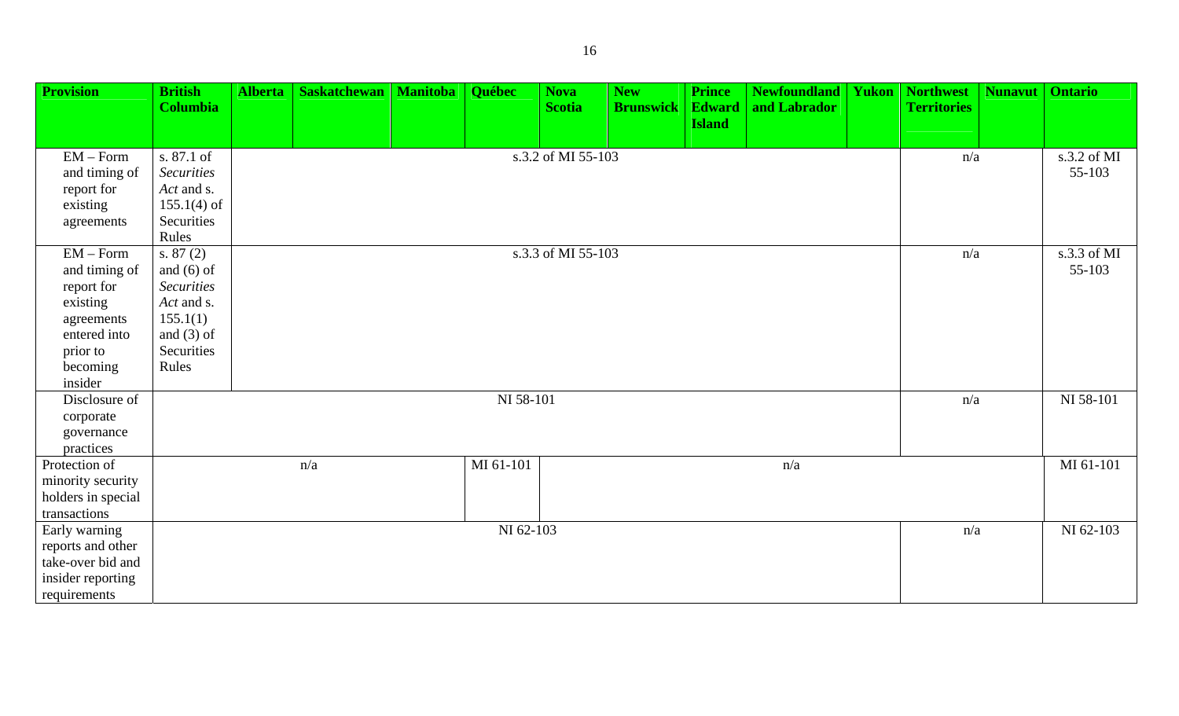| Provision | British Columbia | Alberta | Saskatchewan | Manitoba | Québec | Nova Scotia | New Brunswick | Prince Edward Island | Newfoundland and Labrador | Yukon | Northwest Territories | Nunavut | Ontario |
|---|---|---|---|---|---|---|---|---|---|---|---|---|---|
| EM – Form and timing of report for existing agreements | s. 87.1 of *Securities Act* and s. 155.1(4) of Securities Rules | s.3.2 of MI 55-103 | | | | | | | | | n/a | | s.3.2 of MI 55-103 |
| EM – Form and timing of report for existing agreements entered into prior to becoming insider | s. 87 (2) and (6) of *Securities Act* and s. 155.1(1) and (3) of Securities Rules | s.3.3 of MI 55-103 | | | | | | | | | n/a | | s.3.3 of MI 55-103 |
| Disclosure of corporate governance practices | NI 58-101 | | | | | | | | | | n/a | | NI 58-101 |
| Protection of minority security holders in special transactions | n/a | | | | MI 61-101 | n/a | | | | | | | MI 61-101 |
| Early warning reports and other take-over bid and insider reporting requirements | NI 62-103 | | | | | | | | | | n/a | | NI 62-103 |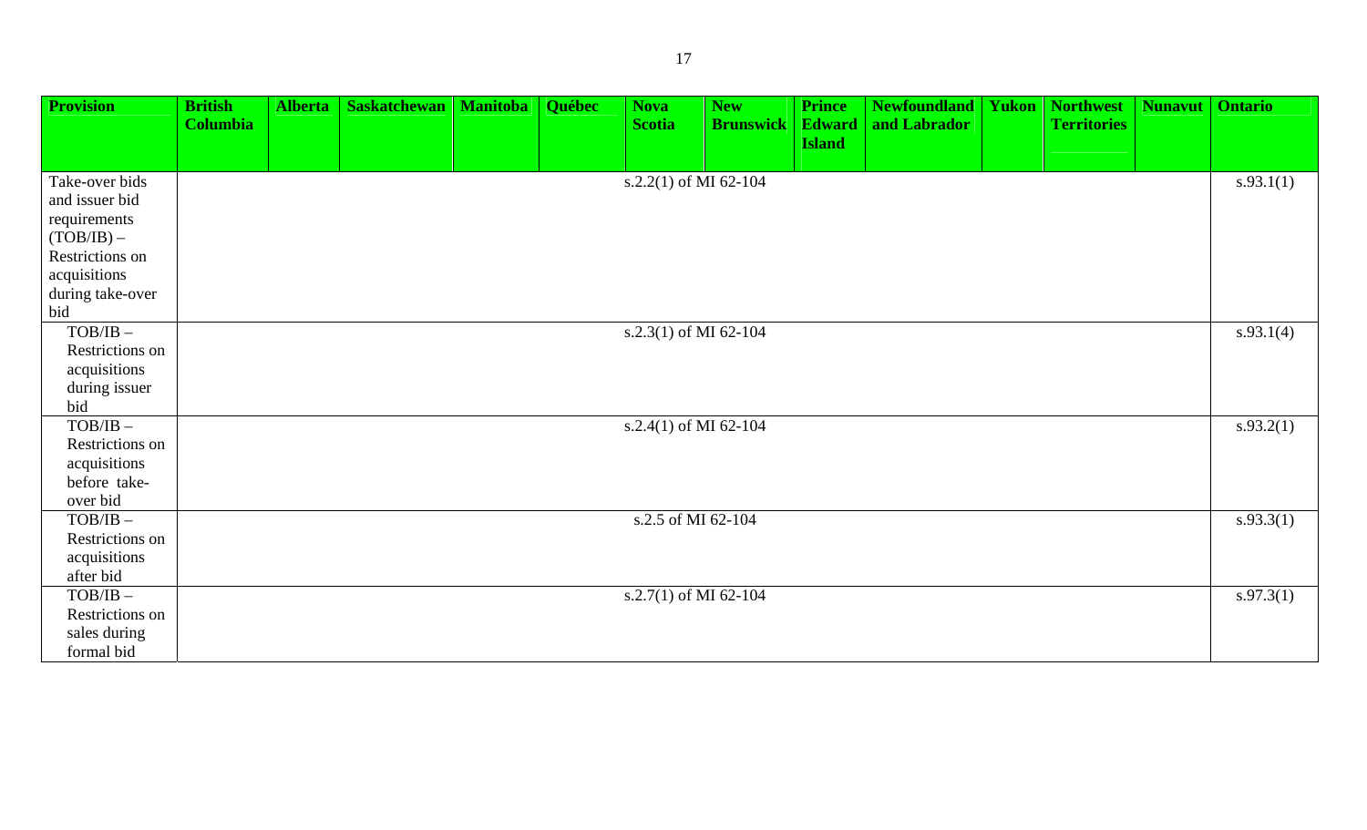| Provision | British Columbia | Alberta | Saskatchewan | Manitoba | Québec | Nova Scotia | New Brunswick | Prince Edward Island | Newfoundland and Labrador | Yukon | Northwest Territories | Nunavut | Ontario |
|---|---|---|---|---|---|---|---|---|---|---|---|---|---|
| Take-over bids and issuer bid requirements (TOB/IB) – Restrictions on acquisitions during take-over bid | s.2.2(1) of MI 62-104 | | | | | | | | | | | | s.93.1(1) |
| TOB/IB – Restrictions on acquisitions during issuer bid | s.2.3(1) of MI 62-104 | | | | | | | | | | | | s.93.1(4) |
| TOB/IB – Restrictions on acquisitions before take-over bid | s.2.4(1) of MI 62-104 | | | | | | | | | | | | s.93.2(1) |
| TOB/IB – Restrictions on acquisitions after bid | s.2.5 of MI 62-104 | | | | | | | | | | | | s.93.3(1) |
| TOB/IB – Restrictions on sales during formal bid | s.2.7(1) of MI 62-104 | | | | | | | | | | | | s.97.3(1) |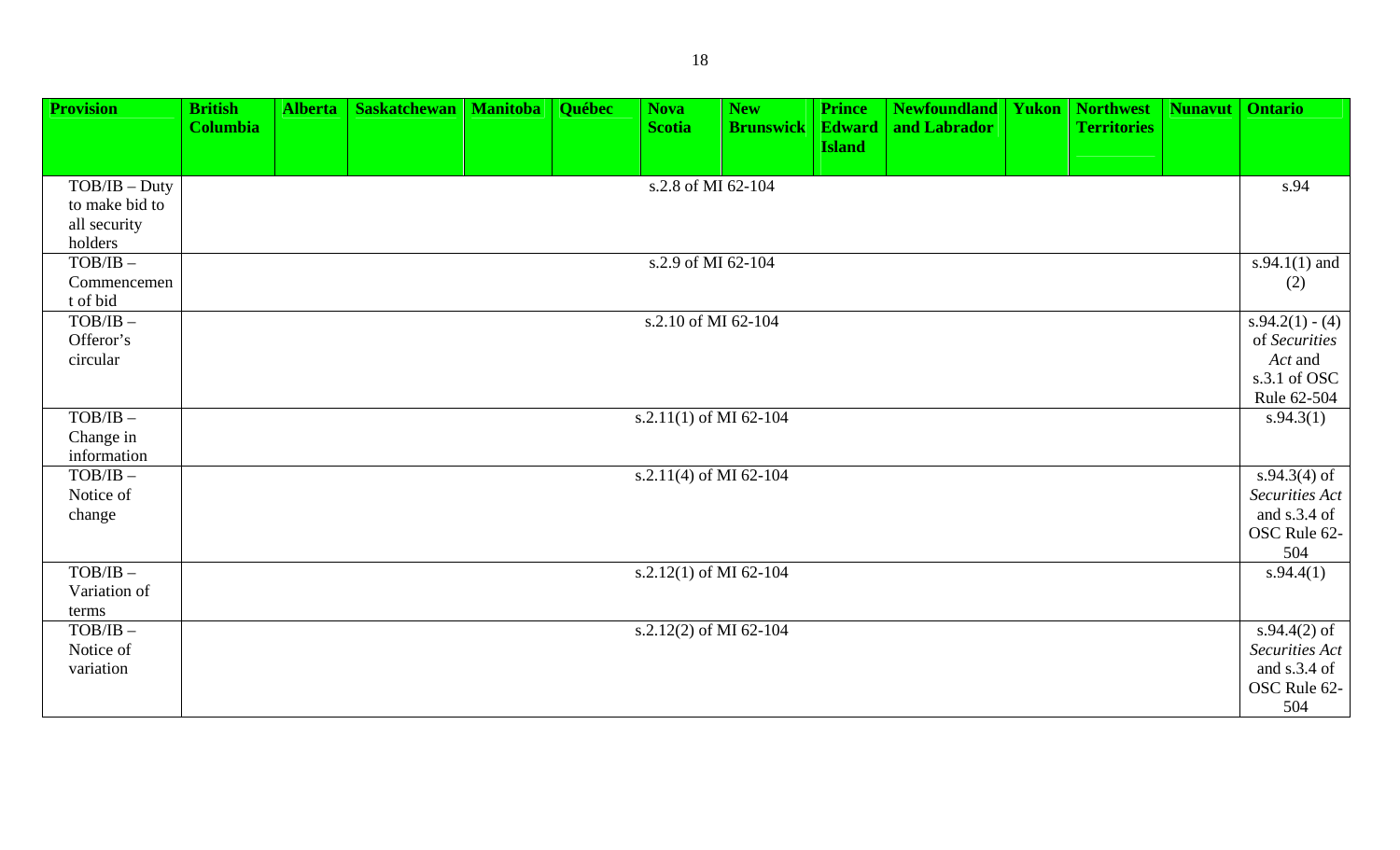| Provision | British Columbia | Alberta | Saskatchewan | Manitoba | Québec | Nova Scotia | New Brunswick | Prince Edward Island | Newfoundland and Labrador | Yukon | Northwest Territories | Nunavut | Ontario |
|---|---|---|---|---|---|---|---|---|---|---|---|---|---|
| TOB/IB – Duty to make bid to all security holders | s.2.8 of MI 62-104 | | | | | | | | | | | | s.94 |
| TOB/IB – Commencement of bid | s.2.9 of MI 62-104 | | | | | | | | | | | | s.94.1(1) and (2) |
| TOB/IB – Offeror's circular | s.2.10 of MI 62-104 | | | | | | | | | | | | s.94.2(1) - (4) of *Securities Act* and s.3.1 of OSC Rule 62-504 |
| TOB/IB – Change in information | s.2.11(1) of MI 62-104 | | | | | | | | | | | | s.94.3(1) |
| TOB/IB – Notice of change | s.2.11(4) of MI 62-104 | | | | | | | | | | | | s.94.3(4) of *Securities Act* and s.3.4 of OSC Rule 62-504 |
| TOB/IB – Variation of terms | s.2.12(1) of MI 62-104 | | | | | | | | | | | | s.94.4(1) |
| TOB/IB – Notice of variation | s.2.12(2) of MI 62-104 | | | | | | | | | | | | s.94.4(2) of *Securities Act* and s.3.4 of OSC Rule 62-504 |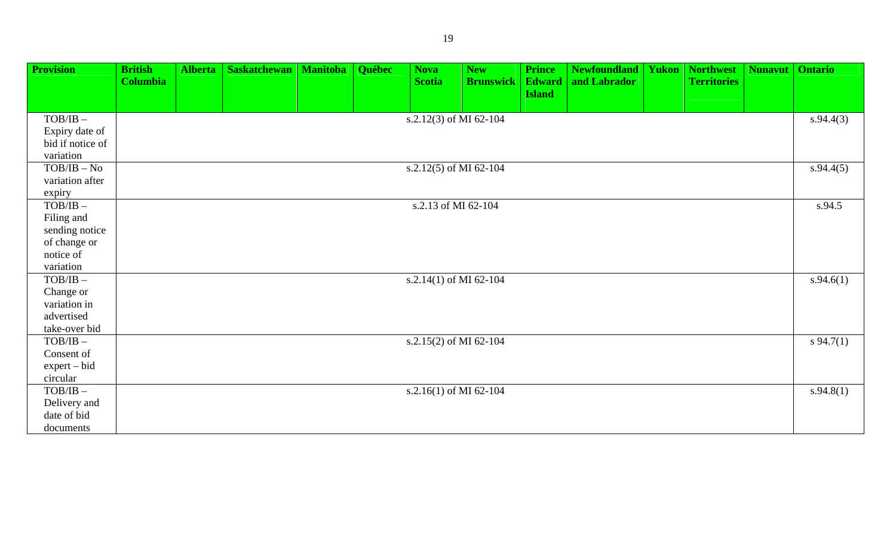| Provision | British Columbia | Alberta | Saskatchewan | Manitoba | Québec | Nova Scotia | New Brunswick | Prince Edward Island | Newfoundland and Labrador | Yukon | Northwest Territories | Nunavut | Ontario |
|---|---|---|---|---|---|---|---|---|---|---|---|---|---|
| TOB/IB – Expiry date of bid if notice of variation | s.2.12(3) of MI 62-104 | | | | | | | | | | | | s.94.4(3) |
| TOB/IB – No variation after expiry | s.2.12(5) of MI 62-104 | | | | | | | | | | | | s.94.4(5) |
| TOB/IB – Filing and sending notice of change or notice of variation | s.2.13 of MI 62-104 | | | | | | | | | | | | s.94.5 |
| TOB/IB – Change or variation in advertised take-over bid | s.2.14(1) of MI 62-104 | | | | | | | | | | | | s.94.6(1) |
| TOB/IB – Consent of expert – bid circular | s.2.15(2) of MI 62-104 | | | | | | | | | | | | s 94.7(1) |
| TOB/IB – Delivery and date of bid documents | s.2.16(1) of MI 62-104 | | | | | | | | | | | | s.94.8(1) |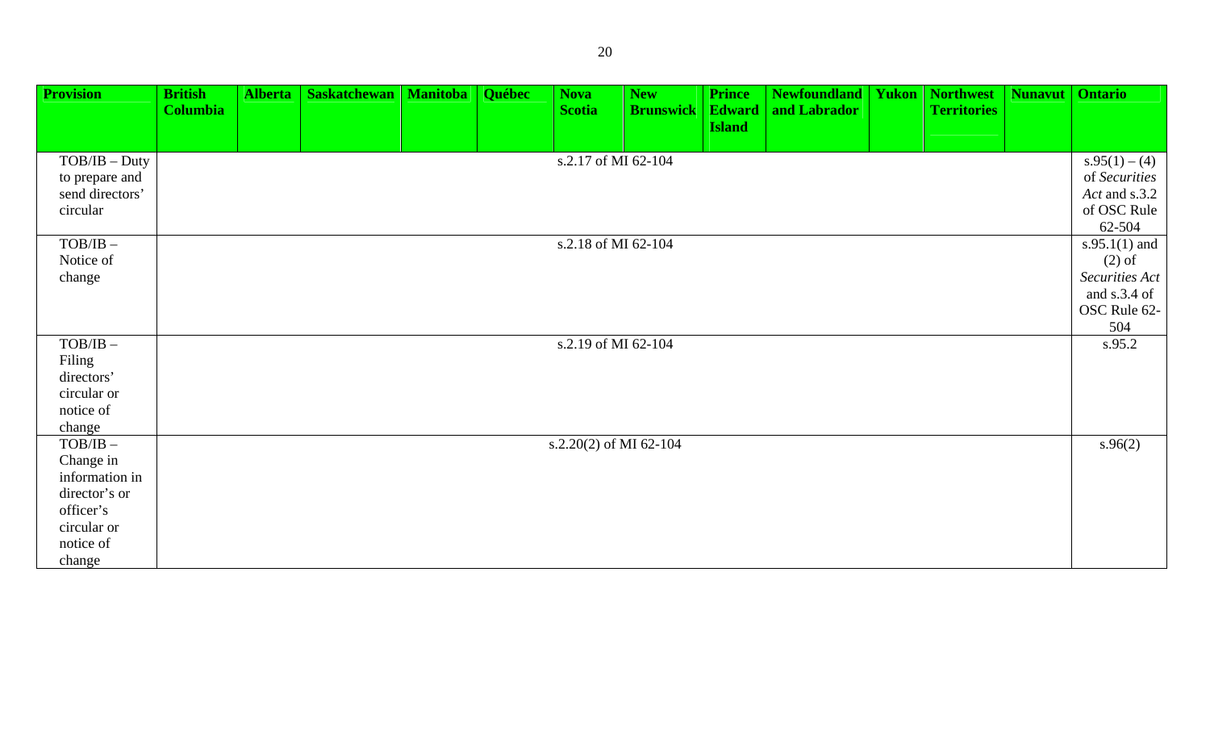| Provision | British Columbia | Alberta | Saskatchewan | Manitoba | Québec | Nova Scotia | New Brunswick | Prince Edward Island | Newfoundland and Labrador | Yukon | Northwest Territories | Nunavut | Ontario |
|---|---|---|---|---|---|---|---|---|---|---|---|---|---|
| TOB/IB – Duty to prepare and send directors' circular | s.2.17 of MI 62-104 | | | | | | | | | | | | s.95(1) – (4) of *Securities Act* and s.3.2 of OSC Rule 62-504 |
| TOB/IB – Notice of change | s.2.18 of MI 62-104 | | | | | | | | | | | | s.95.1(1) and (2) of *Securities Act* and s.3.4 of OSC Rule 62-504 |
| TOB/IB – Filing directors' circular or notice of change | s.2.19 of MI 62-104 | | | | | | | | | | | | s.95.2 |
| TOB/IB – Change in information in director's or officer's circular or notice of change | s.2.20(2) of MI 62-104 | | | | | | | | | | | | s.96(2) |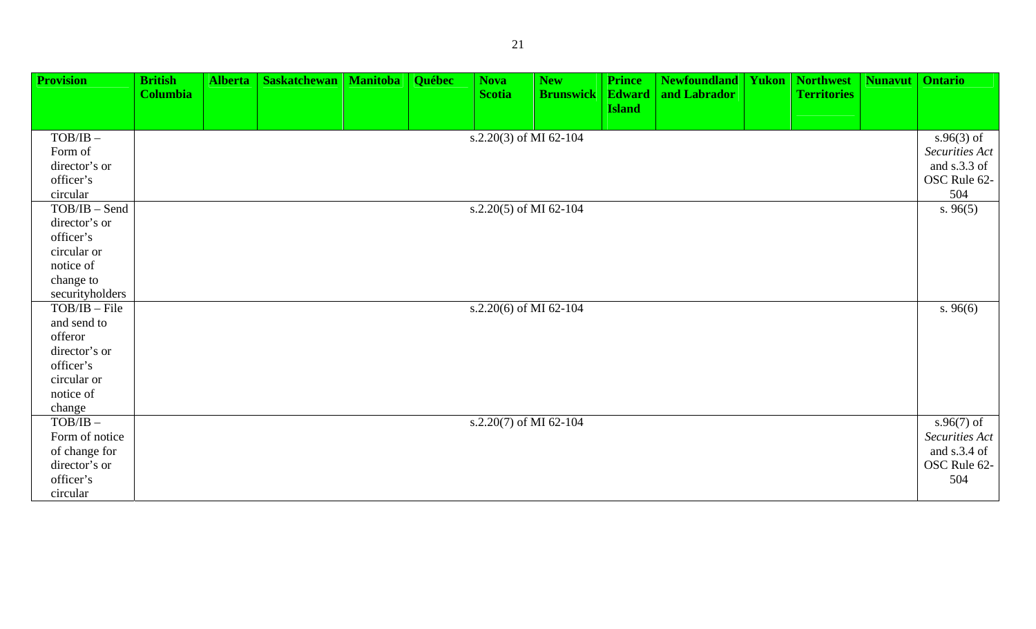| Provision | British Columbia | Alberta | Saskatchewan | Manitoba | Québec | Nova Scotia | New Brunswick | Prince Edward Island | Newfoundland and Labrador | Yukon | Northwest Territories | Nunavut | Ontario |
|---|---|---|---|---|---|---|---|---|---|---|---|---|---|
| TOB/IB – Form of director's or officer's circular | s.2.20(3) of MI 62-104 | | | | | | | | | | | | s.96(3) of *Securities Act* and s.3.3 of OSC Rule 62-504 |
| TOB/IB – Send director's or officer's circular or notice of change to securityholders | s.2.20(5) of MI 62-104 | | | | | | | | | | | | s. 96(5) |
| TOB/IB – File and send to offeror director's or officer's circular or notice of change | s.2.20(6) of MI 62-104 | | | | | | | | | | | | s. 96(6) |
| TOB/IB – Form of notice of change for director's or officer's circular | s.2.20(7) of MI 62-104 | | | | | | | | | | | | s.96(7) of *Securities Act* and s.3.4 of OSC Rule 62-504 |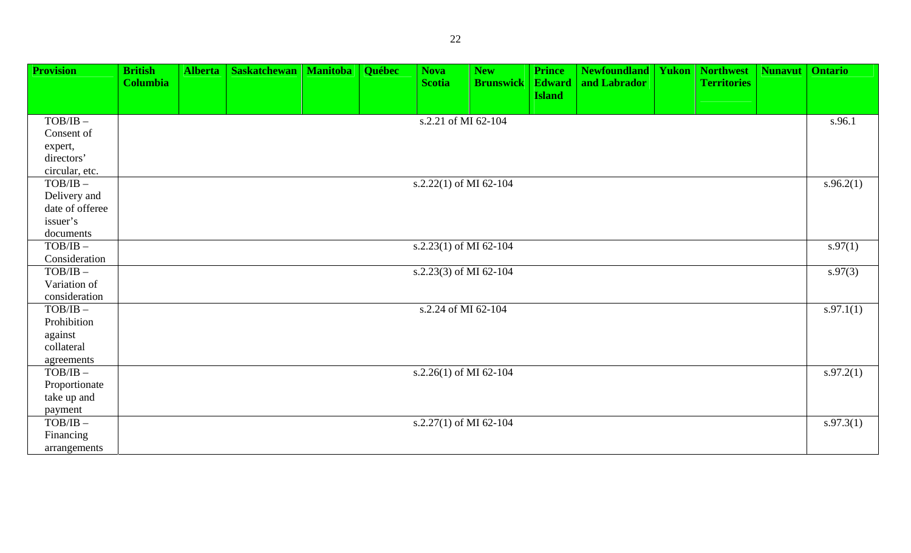| Provision | British Columbia | Alberta | Saskatchewan | Manitoba | Québec | Nova Scotia | New Brunswick | Prince Edward Island | Newfoundland and Labrador | Yukon | Northwest Territories | Nunavut | Ontario |
|---|---|---|---|---|---|---|---|---|---|---|---|---|---|
| TOB/IB – Consent of expert, directors' circular, etc. | s.2.21 of MI 62-104 | | | | | | | | | | | | s.96.1 |
| TOB/IB – Delivery and date of offeree issuer's documents | s.2.22(1) of MI 62-104 | | | | | | | | | | | | s.96.2(1) |
| TOB/IB – Consideration | s.2.23(1) of MI 62-104 | | | | | | | | | | | | s.97(1) |
| TOB/IB – Variation of consideration | s.2.23(3) of MI 62-104 | | | | | | | | | | | | s.97(3) |
| TOB/IB – Prohibition against collateral agreements | s.2.24 of MI 62-104 | | | | | | | | | | | | s.97.1(1) |
| TOB/IB – Proportionate take up and payment | s.2.26(1) of MI 62-104 | | | | | | | | | | | | s.97.2(1) |
| TOB/IB – Financing arrangements | s.2.27(1) of MI 62-104 | | | | | | | | | | | | s.97.3(1) |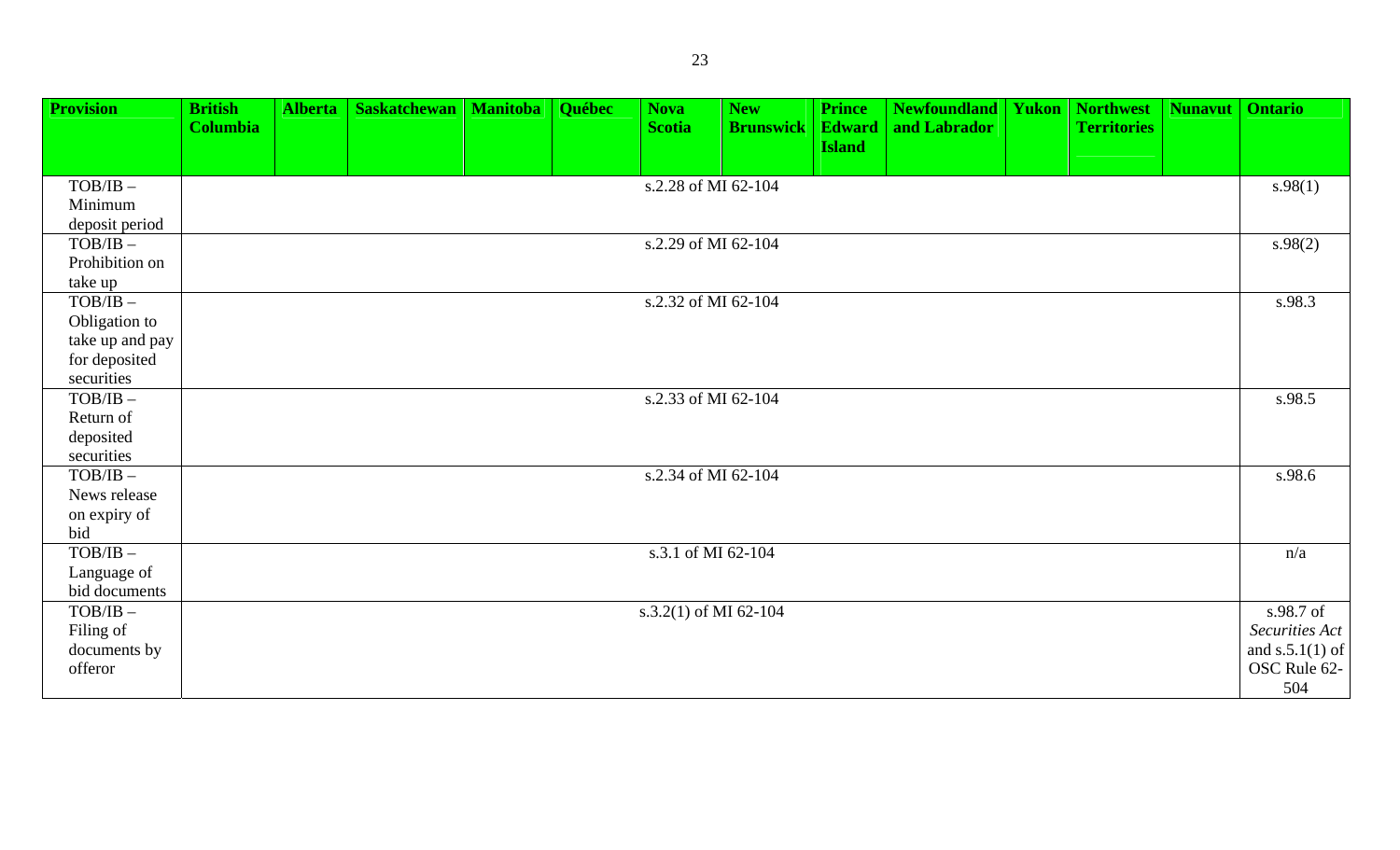| Provision | British Columbia | Alberta | Saskatchewan | Manitoba | Québec | Nova Scotia | New Brunswick | Prince Edward Island | Newfoundland and Labrador | Yukon | Northwest Territories | Nunavut | Ontario |
|---|---|---|---|---|---|---|---|---|---|---|---|---|---|
| TOB/IB – Minimum deposit period | s.2.28 of MI 62-104 | | | | | | | | | | | | s.98(1) |
| TOB/IB – Prohibition on take up | s.2.29 of MI 62-104 | | | | | | | | | | | | s.98(2) |
| TOB/IB – Obligation to take up and pay for deposited securities | s.2.32 of MI 62-104 | | | | | | | | | | | | s.98.3 |
| TOB/IB – Return of deposited securities | s.2.33 of MI 62-104 | | | | | | | | | | | | s.98.5 |
| TOB/IB – News release on expiry of bid | s.2.34 of MI 62-104 | | | | | | | | | | | | s.98.6 |
| TOB/IB – Language of bid documents | s.3.1 of MI 62-104 | | | | | | | | | | | | n/a |
| TOB/IB – Filing of documents by offeror | s.3.2(1) of MI 62-104 | | | | | | | | | | | | s.98.7 of *Securities Act* and s.5.1(1) of OSC Rule 62-504 |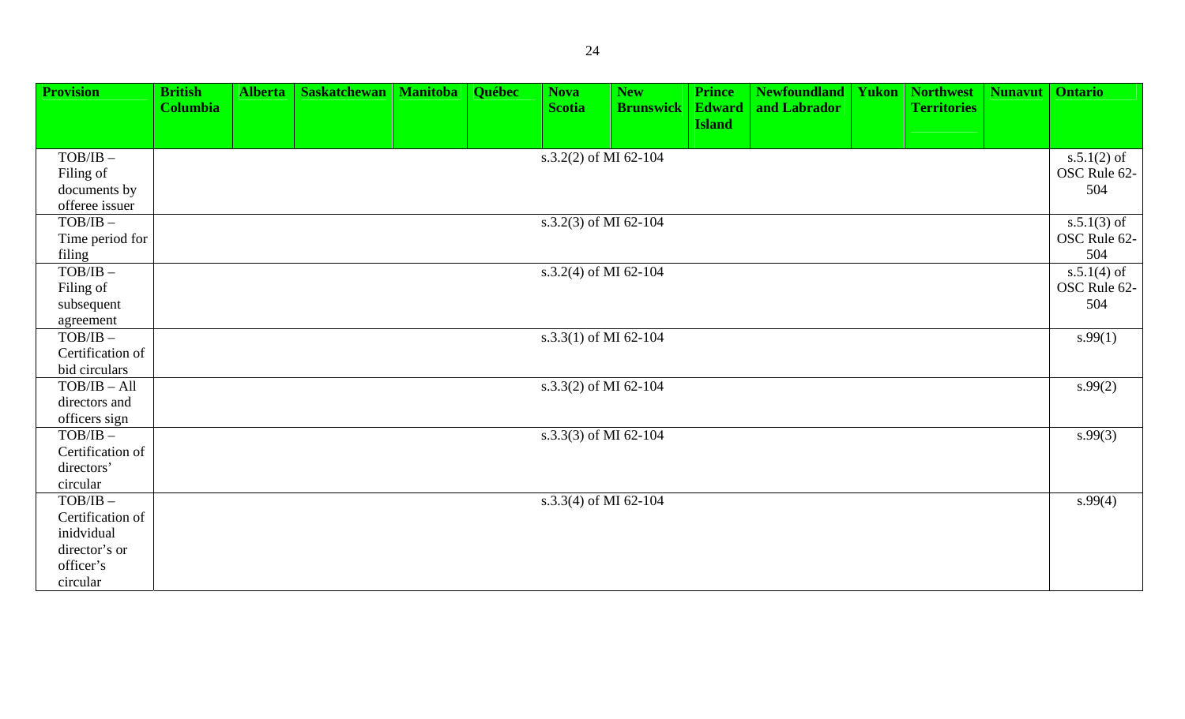| Provision | British Columbia | Alberta | Saskatchewan | Manitoba | Québec | Nova Scotia | New Brunswick | Prince Edward Island | Newfoundland and Labrador | Yukon | Northwest Territories | Nunavut | Ontario |
|---|---|---|---|---|---|---|---|---|---|---|---|---|---|
| TOB/IB – Filing of documents by offeree issuer | s.3.2(2) of MI 62-104 | | | | | | | | | | | | s.5.1(2) of OSC Rule 62-504 |
| TOB/IB – Time period for filing | s.3.2(3) of MI 62-104 | | | | | | | | | | | | s.5.1(3) of OSC Rule 62-504 |
| TOB/IB – Filing of subsequent agreement | s.3.2(4) of MI 62-104 | | | | | | | | | | | | s.5.1(4) of OSC Rule 62-504 |
| TOB/IB – Certification of bid circulars | s.3.3(1) of MI 62-104 | | | | | | | | | | | | s.99(1) |
| TOB/IB – All directors and officers sign | s.3.3(2) of MI 62-104 | | | | | | | | | | | | s.99(2) |
| TOB/IB – Certification of directors' circular | s.3.3(3) of MI 62-104 | | | | | | | | | | | | s.99(3) |
| TOB/IB – Certification of inidvidual director's or officer's circular | s.3.3(4) of MI 62-104 | | | | | | | | | | | | s.99(4) |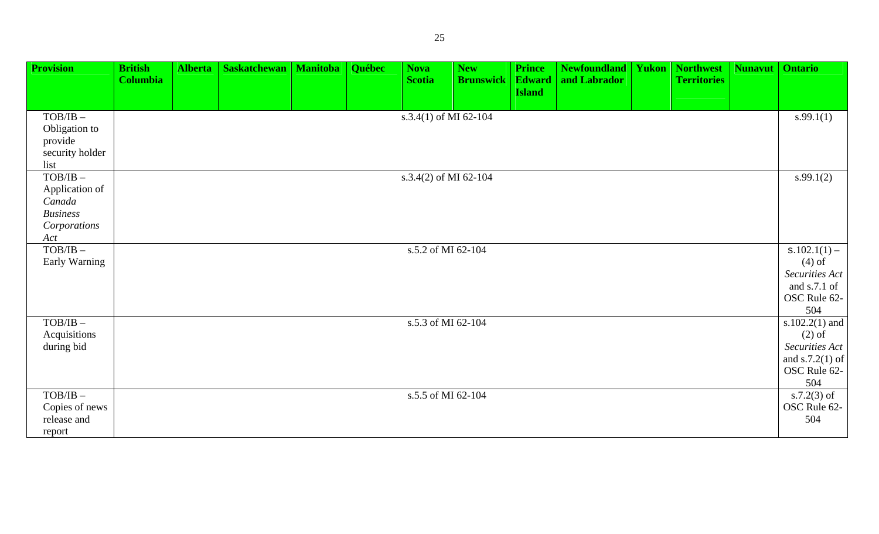| Provision | British Columbia | Alberta | Saskatchewan | Manitoba | Québec | Nova Scotia | New Brunswick | Prince Edward Island | Newfoundland and Labrador | Yukon | Northwest Territories | Nunavut | Ontario |
|---|---|---|---|---|---|---|---|---|---|---|---|---|---|
| TOB/IB – Obligation to provide security holder list | s.3.4(1) of MI 62-104 | | | | | | | | | | | | s.99.1(1) |
| TOB/IB – Application of *Canada Business Corporations Act* | s.3.4(2) of MI 62-104 | | | | | | | | | | | | s.99.1(2) |
| TOB/IB – Early Warning | s.5.2 of MI 62-104 | | | | | | | | | | | | s.102.1(1) – (4) of *Securities Act* and s.7.1 of OSC Rule 62-504 |
| TOB/IB – Acquisitions during bid | s.5.3 of MI 62-104 | | | | | | | | | | | | s.102.2(1) and (2) of *Securities Act* and s.7.2(1) of OSC Rule 62-504 |
| TOB/IB – Copies of news release and report | s.5.5 of MI 62-104 | | | | | | | | | | | | s.7.2(3) of OSC Rule 62-504 |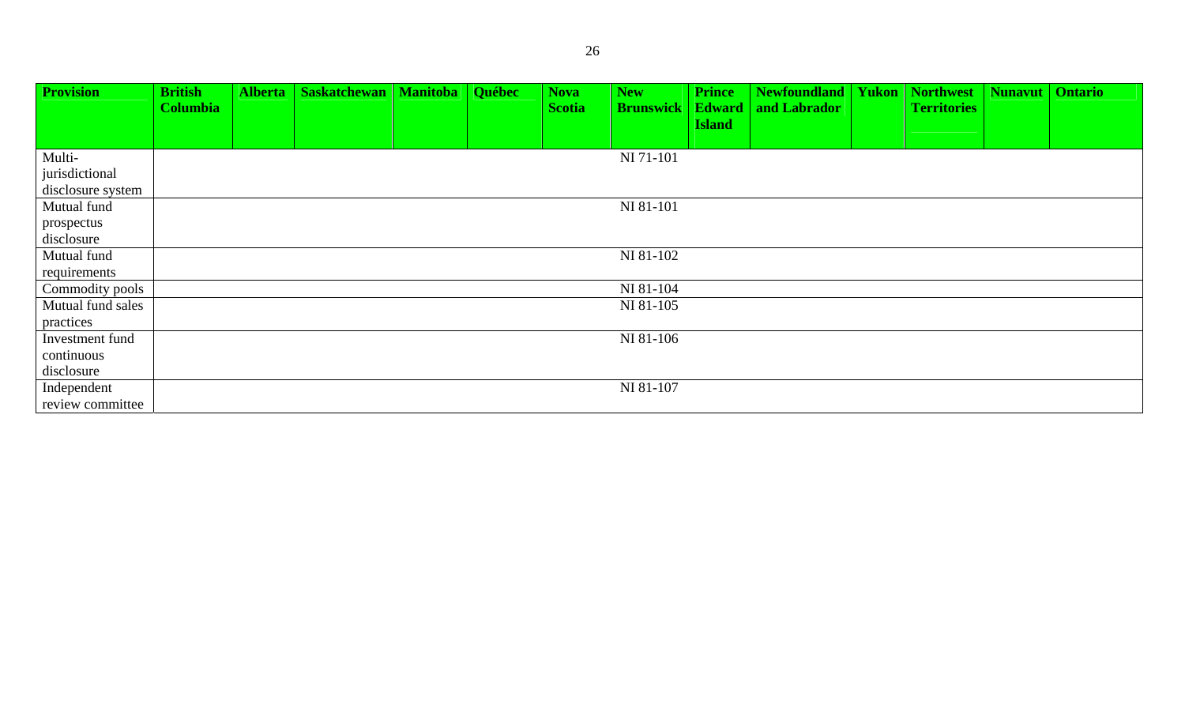| Provision | British Columbia | Alberta | Saskatchewan | Manitoba | Québec | Nova Scotia | New Brunswick | Prince Edward Island | Newfoundland and Labrador | Yukon | Northwest Territories | Nunavut | Ontario |
|---|---|---|---|---|---|---|---|---|---|---|---|---|---|
| Multi-jurisdictional disclosure system | NI 71-101 | | | | | | | | | | | | |
| Mutual fund prospectus disclosure | NI 81-101 | | | | | | | | | | | | |
| Mutual fund requirements | NI 81-102 | | | | | | | | | | | | |
| Commodity pools | NI 81-104 | | | | | | | | | | | | |
| Mutual fund sales practices | NI 81-105 | | | | | | | | | | | | |
| Investment fund continuous disclosure | NI 81-106 | | | | | | | | | | | | |
| Independent review committee | NI 81-107 | | | | | | | | | | | | |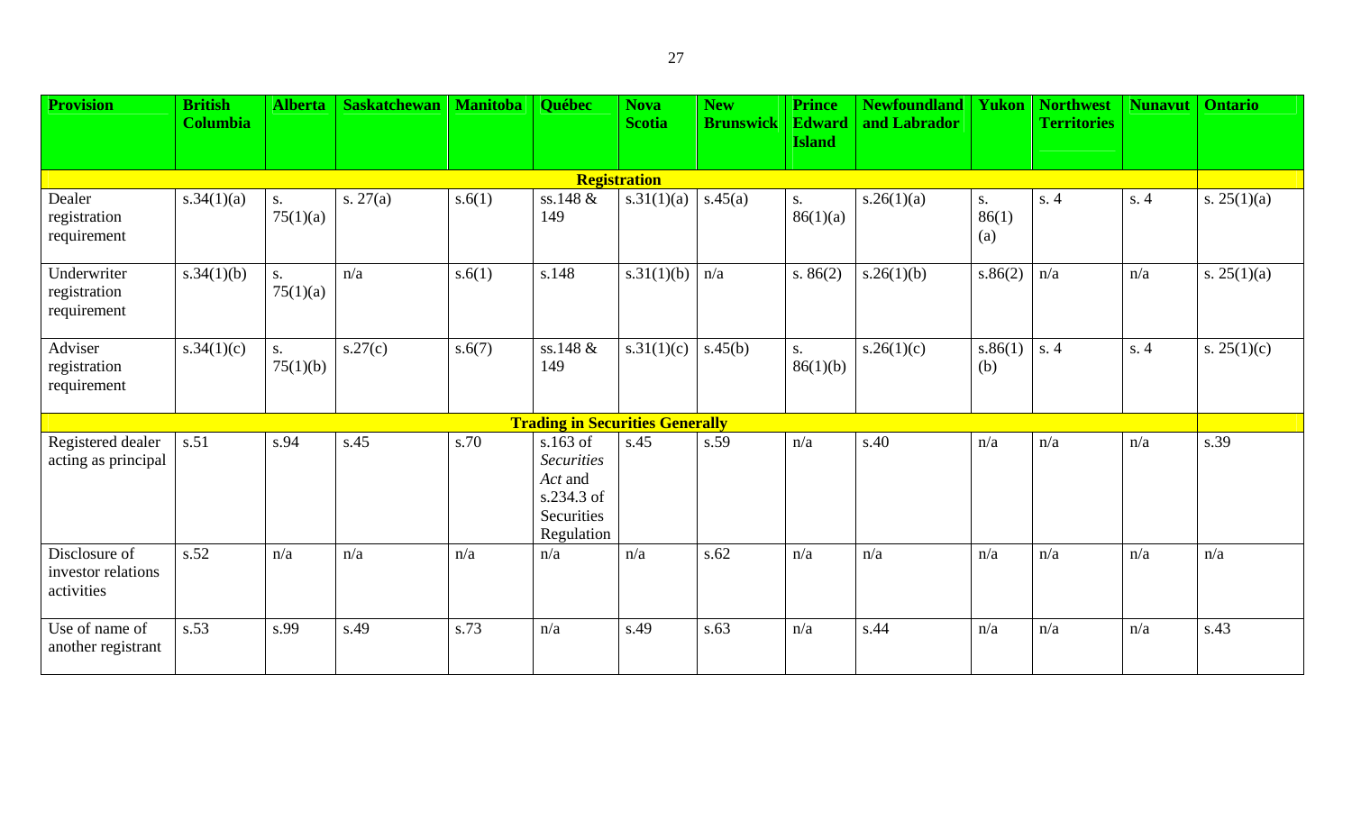| Provision | British Columbia | Alberta | Saskatchewan | Manitoba | Québec | Nova Scotia | New Brunswick | Prince Edward Island | Newfoundland and Labrador | Yukon | Northwest Territories | Nunavut | Ontario |
|---|---|---|---|---|---|---|---|---|---|---|---|---|---|
| **Registration** | | | | | | | | | | | | | |
| Dealer registration requirement | s.34(1)(a) | s. 75(1)(a) | s. 27(a) | s.6(1) | ss.148 & 149 | s.31(1)(a) | s.45(a) | s. 86(1)(a) | s.26(1)(a) | s. 86(1)(a) | s. 4 | s. 4 | s. 25(1)(a) |
| Underwriter registration requirement | s.34(1)(b) | s. 75(1)(a) | n/a | s.6(1) | s.148 | s.31(1)(b) | n/a | s. 86(2) | s.26(1)(b) | s.86(2) | n/a | n/a | s. 25(1)(a) |
| Adviser registration requirement | s.34(1)(c) | s. 75(1)(b) | s.27(c) | s.6(7) | ss.148 & 149 | s.31(1)(c) | s.45(b) | s. 86(1)(b) | s.26(1)(c) | s.86(1)(b) | s. 4 | s. 4 | s. 25(1)(c) |
| **Trading in Securities Generally** | | | | | | | | | | | | | |
| Registered dealer acting as principal | s.51 | s.94 | s.45 | s.70 | s.163 of *Securities Act* and s.234.3 of Securities Regulation | s.45 | s.59 | n/a | s.40 | n/a | n/a | n/a | s.39 |
| Disclosure of investor relations activities | s.52 | n/a | n/a | n/a | n/a | n/a | s.62 | n/a | n/a | n/a | n/a | n/a | n/a |
| Use of name of another registrant | s.53 | s.99 | s.49 | s.73 | n/a | s.49 | s.63 | n/a | s.44 | n/a | n/a | n/a | s.43 |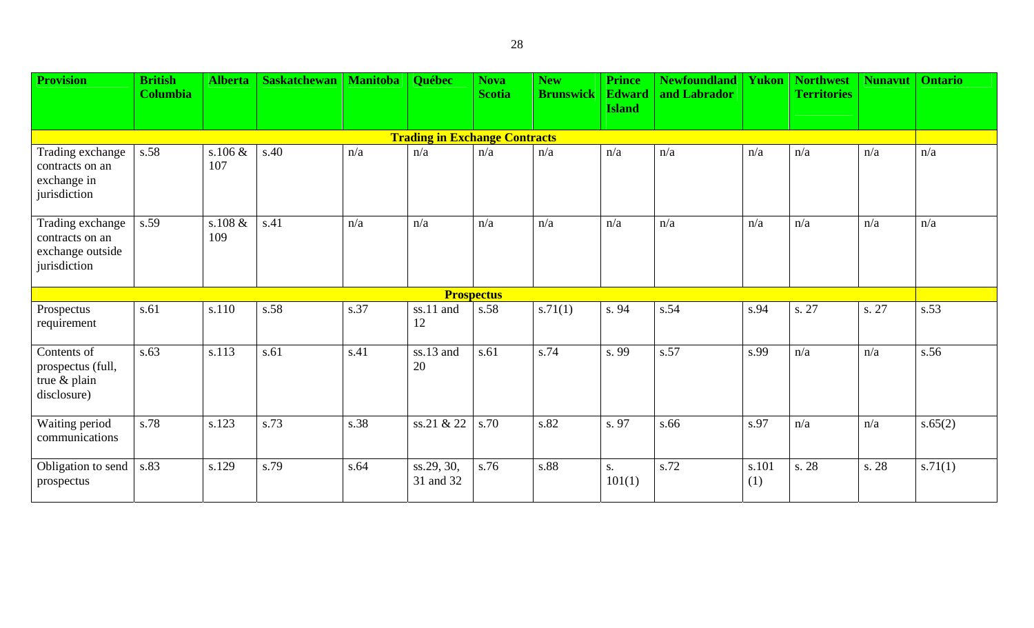| Provision | British Columbia | Alberta | Saskatchewan | Manitoba | Québec | Nova Scotia | New Brunswick | Prince Edward Island | Newfoundland and Labrador | Yukon | Northwest Territories | Nunavut | Ontario |
|---|---|---|---|---|---|---|---|---|---|---|---|---|---|
| **Trading in Exchange Contracts** | | | | | | | | | | | | | |
| Trading exchange contracts on an exchange in jurisdiction | s.58 | s.106 & 107 | s.40 | n/a | n/a | n/a | n/a | n/a | n/a | n/a | n/a | n/a | n/a |
| Trading exchange contracts on an exchange outside jurisdiction | s.59 | s.108 & 109 | s.41 | n/a | n/a | n/a | n/a | n/a | n/a | n/a | n/a | n/a | n/a |
| **Prospectus** | | | | | | | | | | | | | |
| Prospectus requirement | s.61 | s.110 | s.58 | s.37 | ss.11 and 12 | s.58 | s.71(1) | s. 94 | s.54 | s.94 | s. 27 | s. 27 | s.53 |
| Contents of prospectus (full, true & plain disclosure) | s.63 | s.113 | s.61 | s.41 | ss.13 and 20 | s.61 | s.74 | s. 99 | s.57 | s.99 | n/a | n/a | s.56 |
| Waiting period communications | s.78 | s.123 | s.73 | s.38 | ss.21 & 22 | s.70 | s.82 | s. 97 | s.66 | s.97 | n/a | n/a | s.65(2) |
| Obligation to send prospectus | s.83 | s.129 | s.79 | s.64 | ss.29, 30, 31 and 32 | s.76 | s.88 | s. 101(1) | s.72 | s.101 (1) | s. 28 | s. 28 | s.71(1) |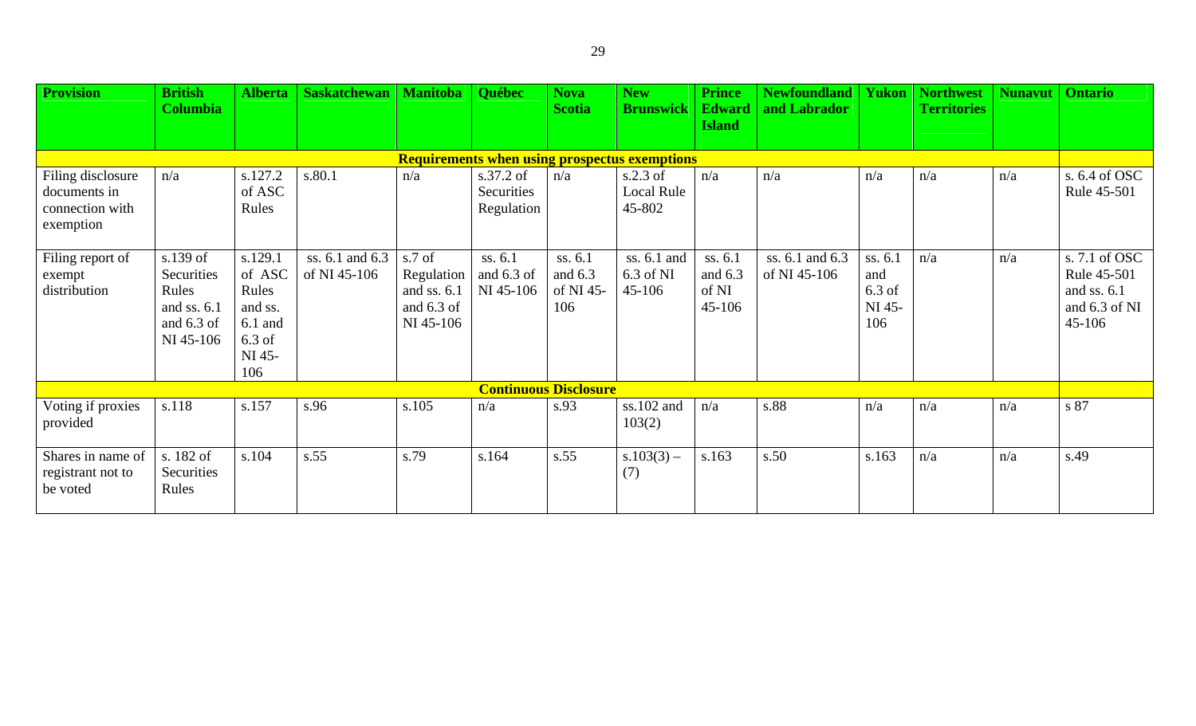| Provision | British Columbia | Alberta | Saskatchewan | Manitoba | Québec | Nova Scotia | New Brunswick | Prince Edward Island | Newfoundland and Labrador | Yukon | Northwest Territories | Nunavut | Ontario |
|---|---|---|---|---|---|---|---|---|---|---|---|---|---|
| **Requirements when using prospectus exemptions** | | | | | | | | | | | | | |
| Filing disclosure documents in connection with exemption | n/a | s.127.2 of ASC Rules | s.80.1 | n/a | s.37.2 of Securities Regulation | n/a | s.2.3 of Local Rule 45-802 | n/a | n/a | n/a | n/a | n/a | s. 6.4 of OSC Rule 45-501 |
| Filing report of exempt distribution | s.139 of Securities Rules and ss. 6.1 and 6.3 of NI 45-106 | s.129.1 of ASC Rules and ss. 6.1 and 6.3 of NI 45-106 | ss. 6.1 and 6.3 of NI 45-106 | s.7 of Regulation and ss. 6.1 and 6.3 of NI 45-106 | ss. 6.1 and 6.3 of NI 45-106 | ss. 6.1 and 6.3 of NI 45-106 | ss. 6.1 and 6.3 of NI 45-106 | ss. 6.1 and 6.3 of NI 45-106 | ss. 6.1 and 6.3 of NI 45-106 | ss. 6.1 and 6.3 of NI 45-106 | n/a | n/a | s. 7.1 of OSC Rule 45-501 and ss. 6.1 and 6.3 of NI 45-106 |
| **Continuous Disclosure** | | | | | | | | | | | | | |
| Voting if proxies provided | s.118 | s.157 | s.96 | s.105 | n/a | s.93 | ss.102 and 103(2) | n/a | s.88 | n/a | n/a | n/a | s 87 |
| Shares in name of registrant not to be voted | s. 182 of Securities Rules | s.104 | s.55 | s.79 | s.164 | s.55 | s.103(3) – (7) | s.163 | s.50 | s.163 | n/a | n/a | s.49 |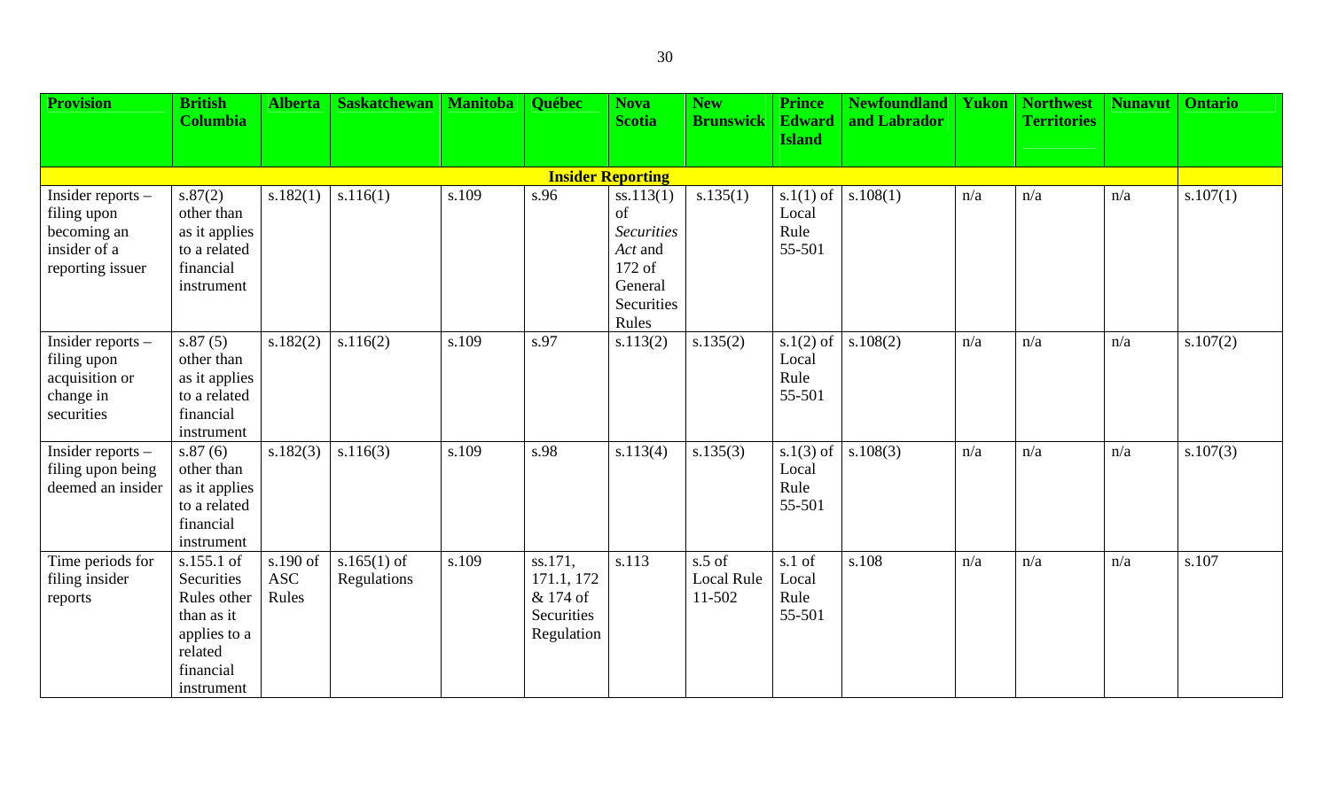| Provision | British Columbia | Alberta | Saskatchewan | Manitoba | Québec | Nova Scotia | New Brunswick | Prince Edward Island | Newfoundland and Labrador | Yukon | Northwest Territories | Nunavut | Ontario |
|---|---|---|---|---|---|---|---|---|---|---|---|---|---|
| **Insider Reporting** | | | | | | | | | | | | | |
| Insider reports – filing upon becoming an insider of a reporting issuer | s.87(2) other than as it applies to a related financial instrument | s.182(1) | s.116(1) | s.109 | s.96 | ss.113(1) of *Securities Act* and 172 of General Securities Rules | s.135(1) | s.1(1) of Local Rule 55-501 | s.108(1) | n/a | n/a | n/a | s.107(1) |
| Insider reports – filing upon acquisition or change in securities | s.87 (5) other than as it applies to a related financial instrument | s.182(2) | s.116(2) | s.109 | s.97 | s.113(2) | s.135(2) | s.1(2) of Local Rule 55-501 | s.108(2) | n/a | n/a | n/a | s.107(2) |
| Insider reports – filing upon being deemed an insider | s.87 (6) other than as it applies to a related financial instrument | s.182(3) | s.116(3) | s.109 | s.98 | s.113(4) | s.135(3) | s.1(3) of Local Rule 55-501 | s.108(3) | n/a | n/a | n/a | s.107(3) |
| Time periods for filing insider reports | s.155.1 of Securities Rules other than as it applies to a related financial instrument | s.190 of ASC Rules | s.165(1) of Regulations | s.109 | ss.171, 171.1, 172 & 174 of Securities Regulation | s.113 | s.5 of Local Rule 11-502 | s.1 of Local Rule 55-501 | s.108 | n/a | n/a | n/a | s.107 |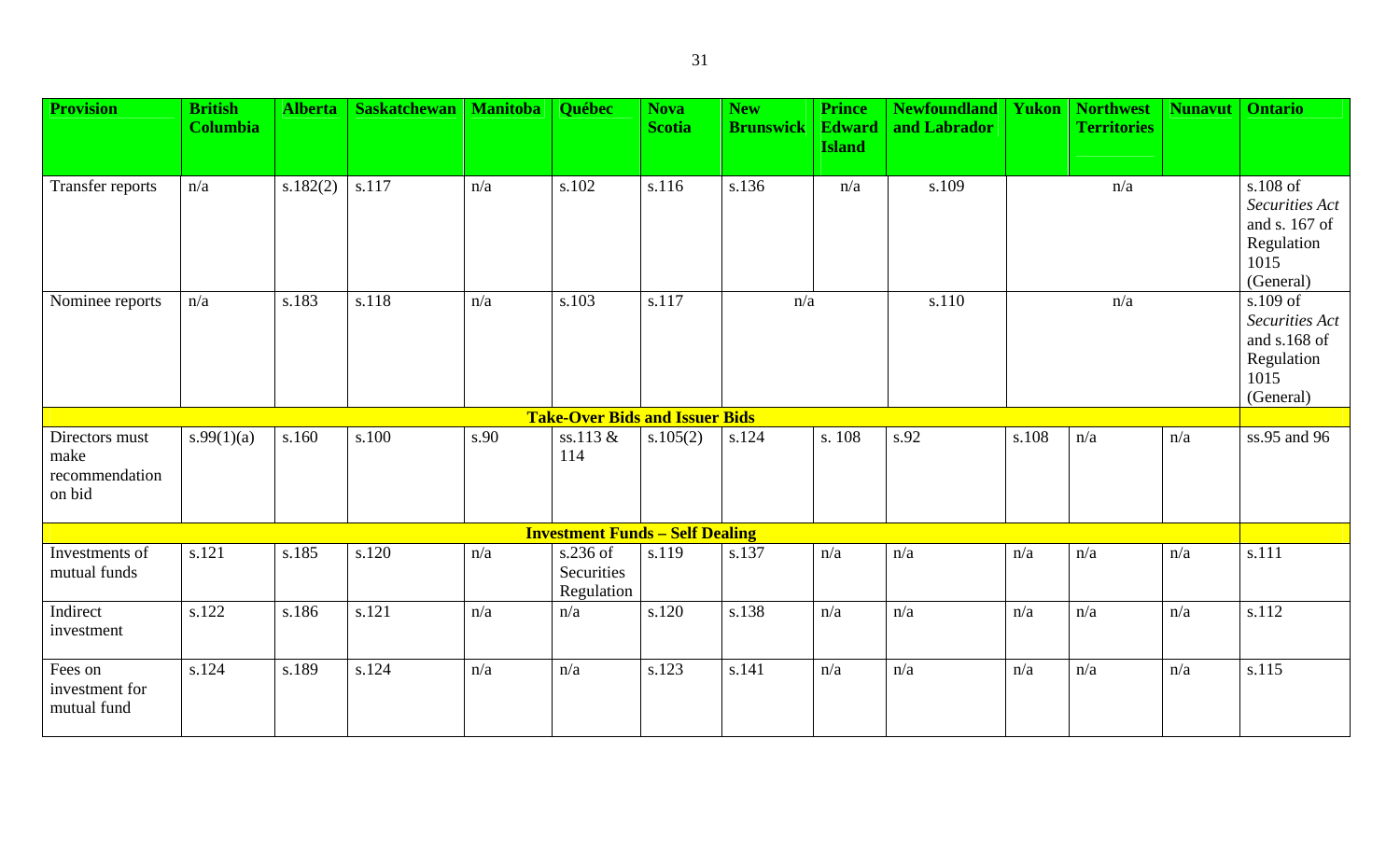| Provision | British Columbia | Alberta | Saskatchewan | Manitoba | Québec | Nova Scotia | New Brunswick | Prince Edward Island | Newfoundland and Labrador | Yukon | Northwest Territories | Nunavut | Ontario |
|---|---|---|---|---|---|---|---|---|---|---|---|---|---|
| Transfer reports | n/a | s.182(2) | s.117 | n/a | s.102 | s.116 | s.136 | n/a | s.109 | n/a | | | s.108 of *Securities Act* and s. 167 of Regulation 1015 (General) |
| Nominee reports | n/a | s.183 | s.118 | n/a | s.103 | s.117 | n/a | | s.110 | n/a | | | s.109 of *Securities Act* and s.168 of Regulation 1015 (General) |
| **Take-Over Bids and Issuer Bids** | | | | | | | | | | | | | |
| Directors must make recommendation on bid | s.99(1)(a) | s.160 | s.100 | s.90 | ss.113 & 114 | s.105(2) | s.124 | s. 108 | s.92 | s.108 | n/a | n/a | ss.95 and 96 |
| **Investment Funds – Self Dealing** | | | | | | | | | | | | | |
| Investments of mutual funds | s.121 | s.185 | s.120 | n/a | s.236 of Securities Regulation | s.119 | s.137 | n/a | n/a | n/a | n/a | n/a | s.111 |
| Indirect investment | s.122 | s.186 | s.121 | n/a | n/a | s.120 | s.138 | n/a | n/a | n/a | n/a | n/a | s.112 |
| Fees on investment for mutual fund | s.124 | s.189 | s.124 | n/a | n/a | s.123 | s.141 | n/a | n/a | n/a | n/a | n/a | s.115 |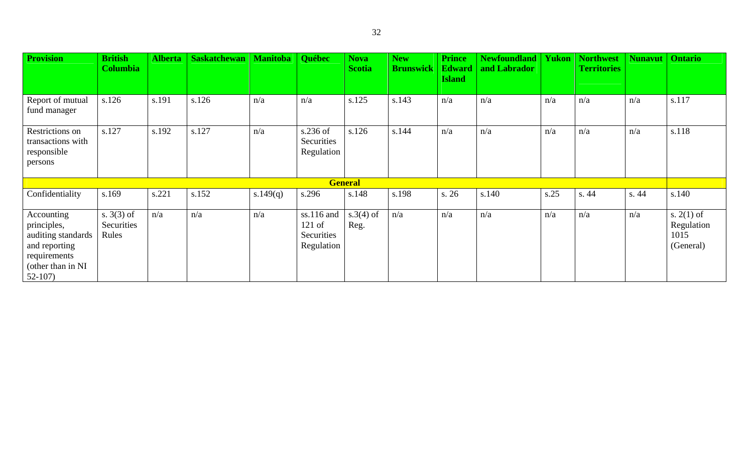| Provision | British Columbia | Alberta | Saskatchewan | Manitoba | Québec | Nova Scotia | New Brunswick | Prince Edward Island | Newfoundland and Labrador | Yukon | Northwest Territories | Nunavut | Ontario |
|---|---|---|---|---|---|---|---|---|---|---|---|---|---|
| Report of mutual fund manager | s.126 | s.191 | s.126 | n/a | n/a | s.125 | s.143 | n/a | n/a | n/a | n/a | n/a | s.117 |
| Restrictions on transactions with responsible persons | s.127 | s.192 | s.127 | n/a | s.236 of Securities Regulation | s.126 | s.144 | n/a | n/a | n/a | n/a | n/a | s.118 |
| **General** | | | | | | | | | | | | | |
| Confidentiality | s.169 | s.221 | s.152 | s.149(q) | s.296 | s.148 | s.198 | s. 26 | s.140 | s.25 | s. 44 | s. 44 | s.140 |
| Accounting principles, auditing standards and reporting requirements (other than in NI 52-107) | s. 3(3) of Securities Rules | n/a | n/a | n/a | ss.116 and 121 of Securities Regulation | s.3(4) of Reg. | n/a | n/a | n/a | n/a | n/a | n/a | s. 2(1) of Regulation 1015 (General) |